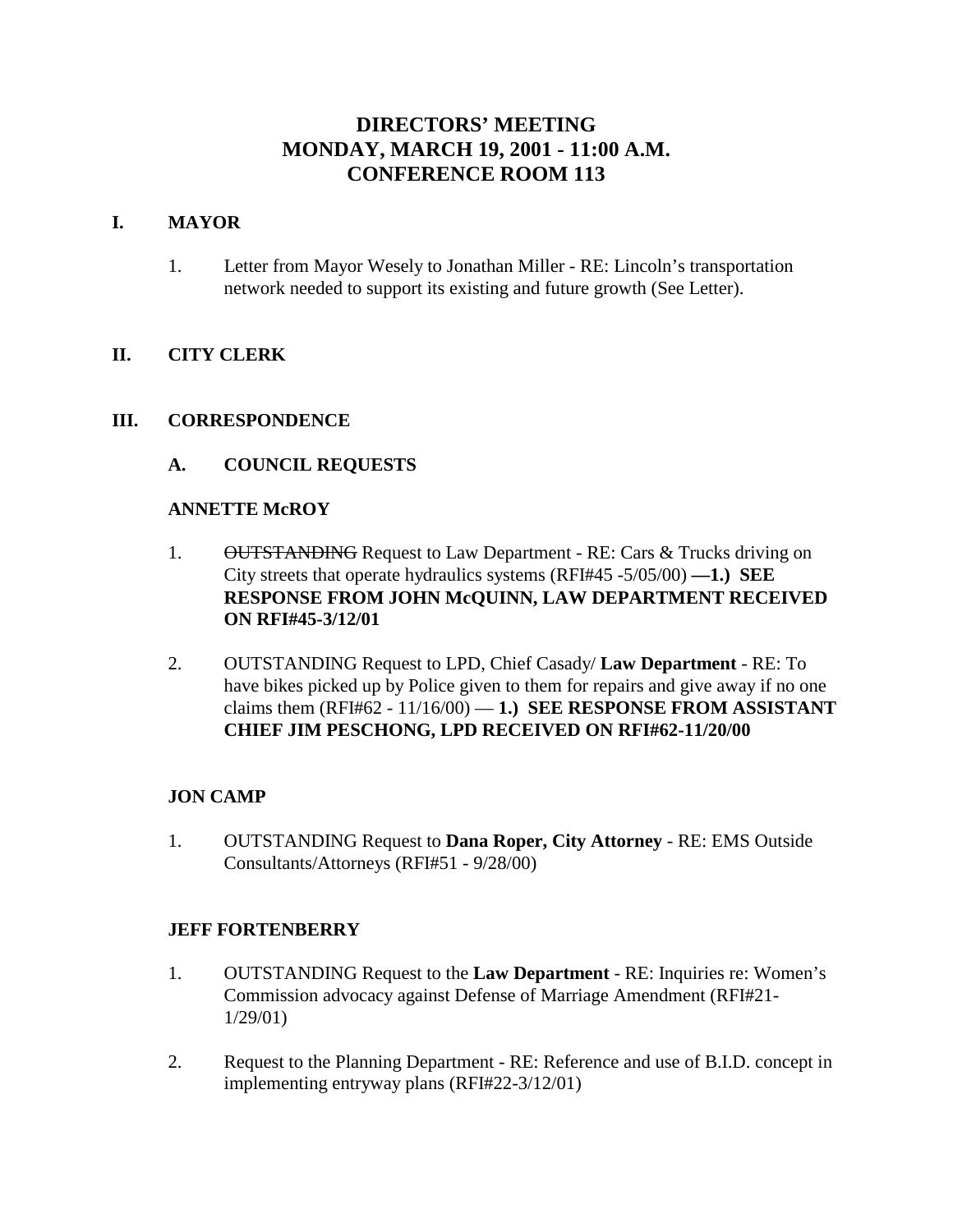# DIRECTORS' MEETING
# MONDAY, MARCH 19, 2001 - 11:00 A.M.
# CONFERENCE ROOM 113

## I. MAYOR

1. Letter from Mayor Wesely to Jonathan Miller - RE: Lincoln's transportation network needed to support its existing and future growth (See Letter).

## II. CITY CLERK

## III. CORRESPONDENCE

### A. COUNCIL REQUESTS

**ANNETTE McROY**

1. ~~OUTSTANDING~~ Request to Law Department - RE: Cars & Trucks driving on City streets that operate hydraulics systems (RFI#45 -5/05/00) **—1.) SEE RESPONSE FROM JOHN McQUINN, LAW DEPARTMENT RECEIVED ON RFI#45-3/12/01**

2. OUTSTANDING Request to LPD, Chief Casady/ **Law Department** - RE: To have bikes picked up by Police given to them for repairs and give away if no one claims them (RFI#62 - 11/16/00) — **1.) SEE RESPONSE FROM ASSISTANT CHIEF JIM PESCHONG, LPD RECEIVED ON RFI#62-11/20/00**

**JON CAMP**

1. OUTSTANDING Request to **Dana Roper, City Attorney** - RE: EMS Outside Consultants/Attorneys (RFI#51 - 9/28/00)

**JEFF FORTENBERRY**

1. OUTSTANDING Request to the **Law Department** - RE: Inquiries re: Women's Commission advocacy against Defense of Marriage Amendment (RFI#21-1/29/01)

2. Request to the Planning Department - RE: Reference and use of B.I.D. concept in implementing entryway plans (RFI#22-3/12/01)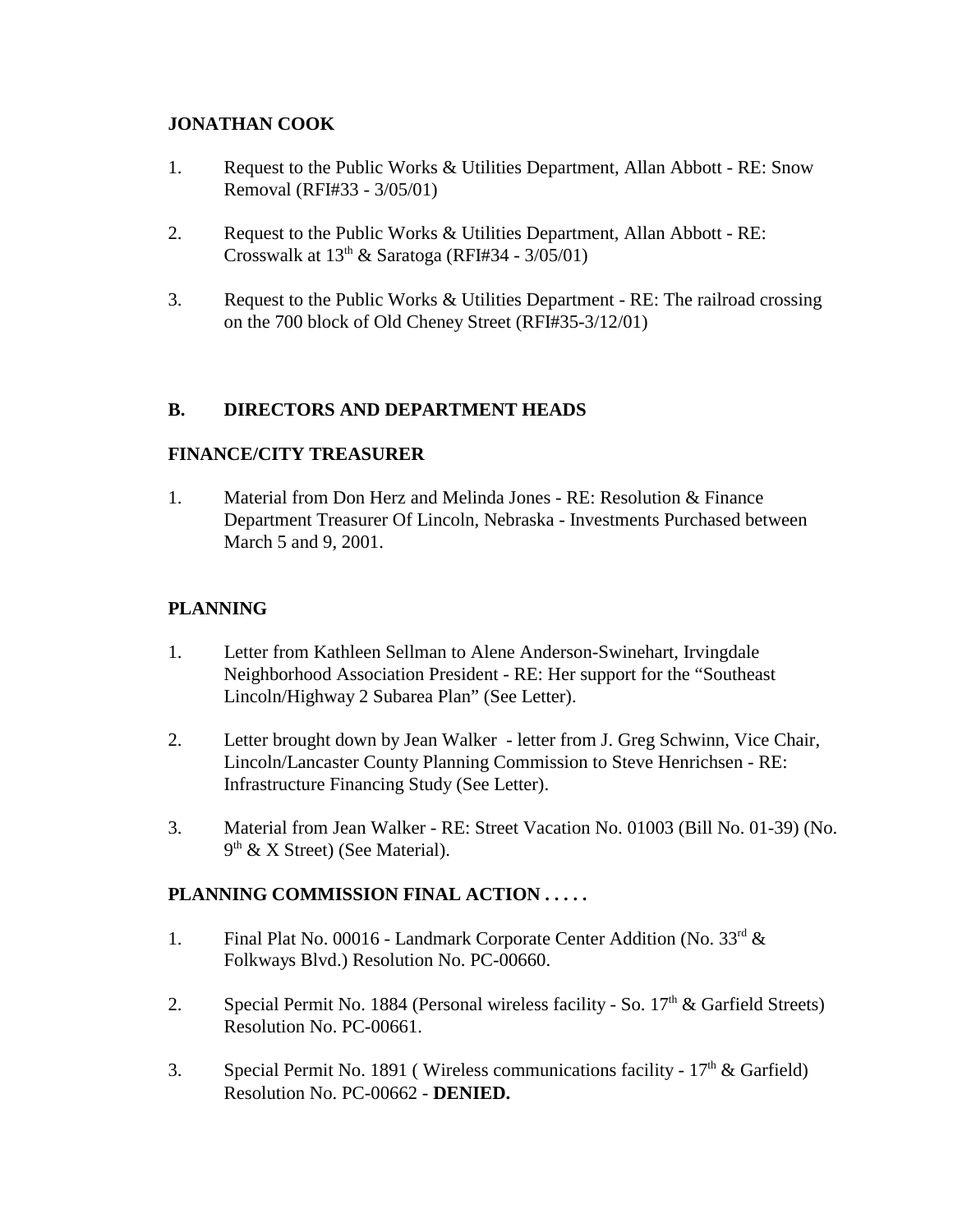**JONATHAN COOK**

1. Request to the Public Works & Utilities Department, Allan Abbott - RE: Snow Removal (RFI#33 - 3/05/01)

2. Request to the Public Works & Utilities Department, Allan Abbott - RE: Crosswalk at 13th & Saratoga (RFI#34 - 3/05/01)

3. Request to the Public Works & Utilities Department - RE: The railroad crossing on the 700 block of Old Cheney Street (RFI#35-3/12/01)

## B. DIRECTORS AND DEPARTMENT HEADS

**FINANCE/CITY TREASURER**

1. Material from Don Herz and Melinda Jones - RE: Resolution & Finance Department Treasurer Of Lincoln, Nebraska - Investments Purchased between March 5 and 9, 2001.

**PLANNING**

1. Letter from Kathleen Sellman to Alene Anderson-Swinehart, Irvingdale Neighborhood Association President - RE: Her support for the "Southeast Lincoln/Highway 2 Subarea Plan" (See Letter).

2. Letter brought down by Jean Walker - letter from J. Greg Schwinn, Vice Chair, Lincoln/Lancaster County Planning Commission to Steve Henrichsen - RE: Infrastructure Financing Study (See Letter).

3. Material from Jean Walker - RE: Street Vacation No. 01003 (Bill No. 01-39) (No. 9th & X Street) (See Material).

**PLANNING COMMISSION FINAL ACTION . . . . .**

1. Final Plat No. 00016 - Landmark Corporate Center Addition (No. 33rd & Folkways Blvd.) Resolution No. PC-00660.

2. Special Permit No. 1884 (Personal wireless facility - So. 17th & Garfield Streets) Resolution No. PC-00661.

3. Special Permit No. 1891 ( Wireless communications facility - 17th & Garfield) Resolution No. PC-00662 - **DENIED.**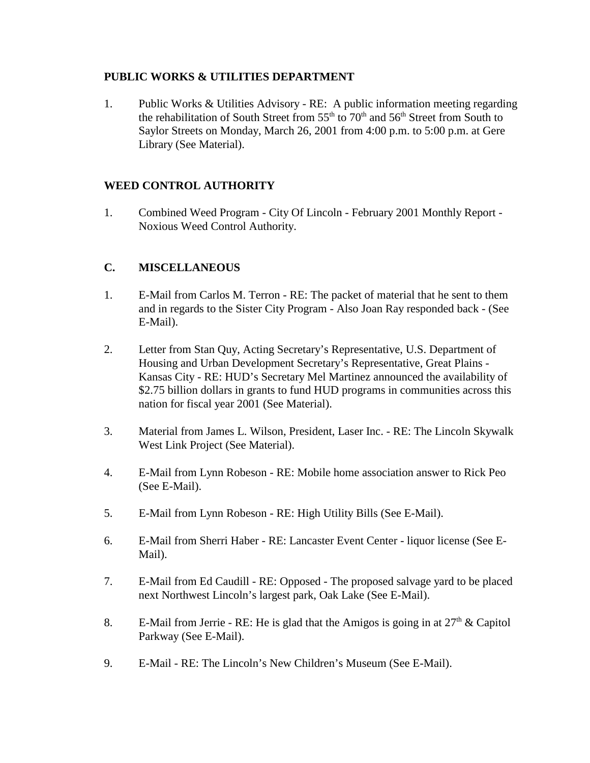**PUBLIC WORKS & UTILITIES DEPARTMENT**

1. Public Works & Utilities Advisory - RE: A public information meeting regarding the rehabilitation of South Street from 55th to 70th and 56th Street from South to Saylor Streets on Monday, March 26, 2001 from 4:00 p.m. to 5:00 p.m. at Gere Library (See Material).

**WEED CONTROL AUTHORITY**

1. Combined Weed Program - City Of Lincoln - February 2001 Monthly Report - Noxious Weed Control Authority.

**C. MISCELLANEOUS**

1. E-Mail from Carlos M. Terron - RE: The packet of material that he sent to them and in regards to the Sister City Program - Also Joan Ray responded back - (See E-Mail).
2. Letter from Stan Quy, Acting Secretary's Representative, U.S. Department of Housing and Urban Development Secretary's Representative, Great Plains - Kansas City - RE: HUD's Secretary Mel Martinez announced the availability of $2.75 billion dollars in grants to fund HUD programs in communities across this nation for fiscal year 2001 (See Material).
3. Material from James L. Wilson, President, Laser Inc. - RE: The Lincoln Skywalk West Link Project (See Material).
4. E-Mail from Lynn Robeson - RE: Mobile home association answer to Rick Peo (See E-Mail).
5. E-Mail from Lynn Robeson - RE: High Utility Bills (See E-Mail).
6. E-Mail from Sherri Haber - RE: Lancaster Event Center - liquor license (See E-Mail).
7. E-Mail from Ed Caudill - RE: Opposed - The proposed salvage yard to be placed next Northwest Lincoln's largest park, Oak Lake (See E-Mail).
8. E-Mail from Jerrie - RE: He is glad that the Amigos is going in at 27th & Capitol Parkway (See E-Mail).
9. E-Mail - RE: The Lincoln's New Children's Museum (See E-Mail).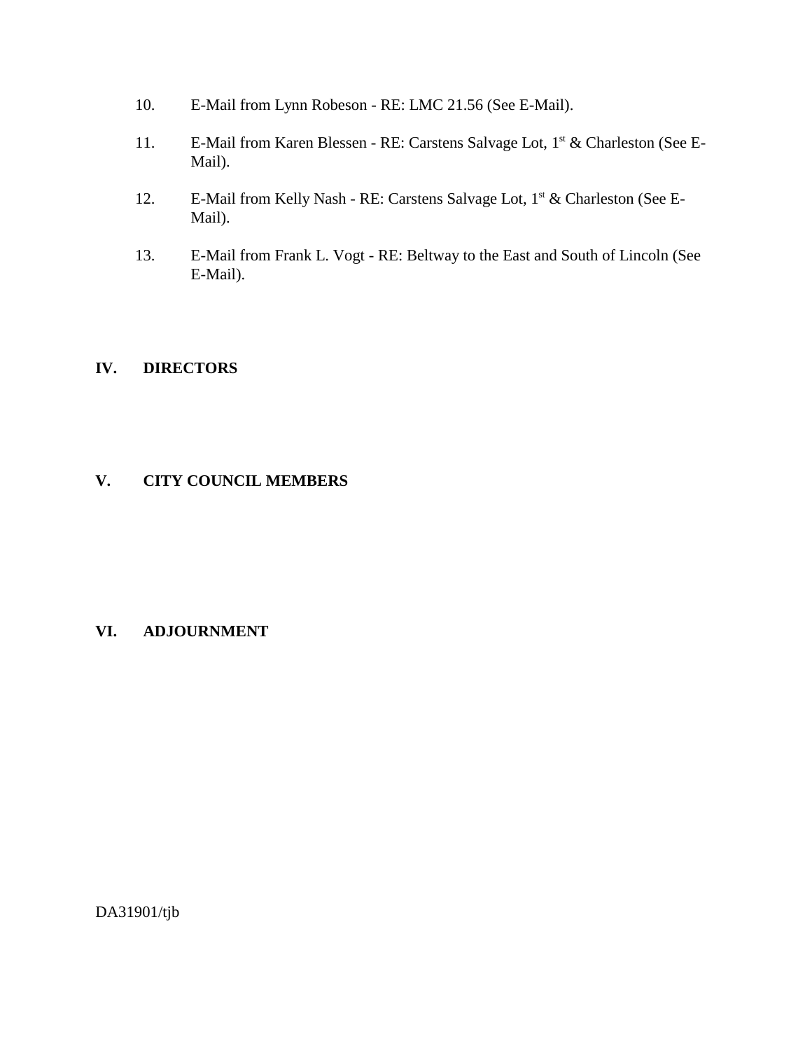10. E-Mail from Lynn Robeson - RE: LMC 21.56 (See E-Mail).

11. E-Mail from Karen Blessen - RE: Carstens Salvage Lot, 1st & Charleston (See E-Mail).

12. E-Mail from Kelly Nash - RE: Carstens Salvage Lot, 1st & Charleston (See E-Mail).

13. E-Mail from Frank L. Vogt - RE: Beltway to the East and South of Lincoln (See E-Mail).

## IV. DIRECTORS

## V. CITY COUNCIL MEMBERS

## VI. ADJOURNMENT

DA31901/tjb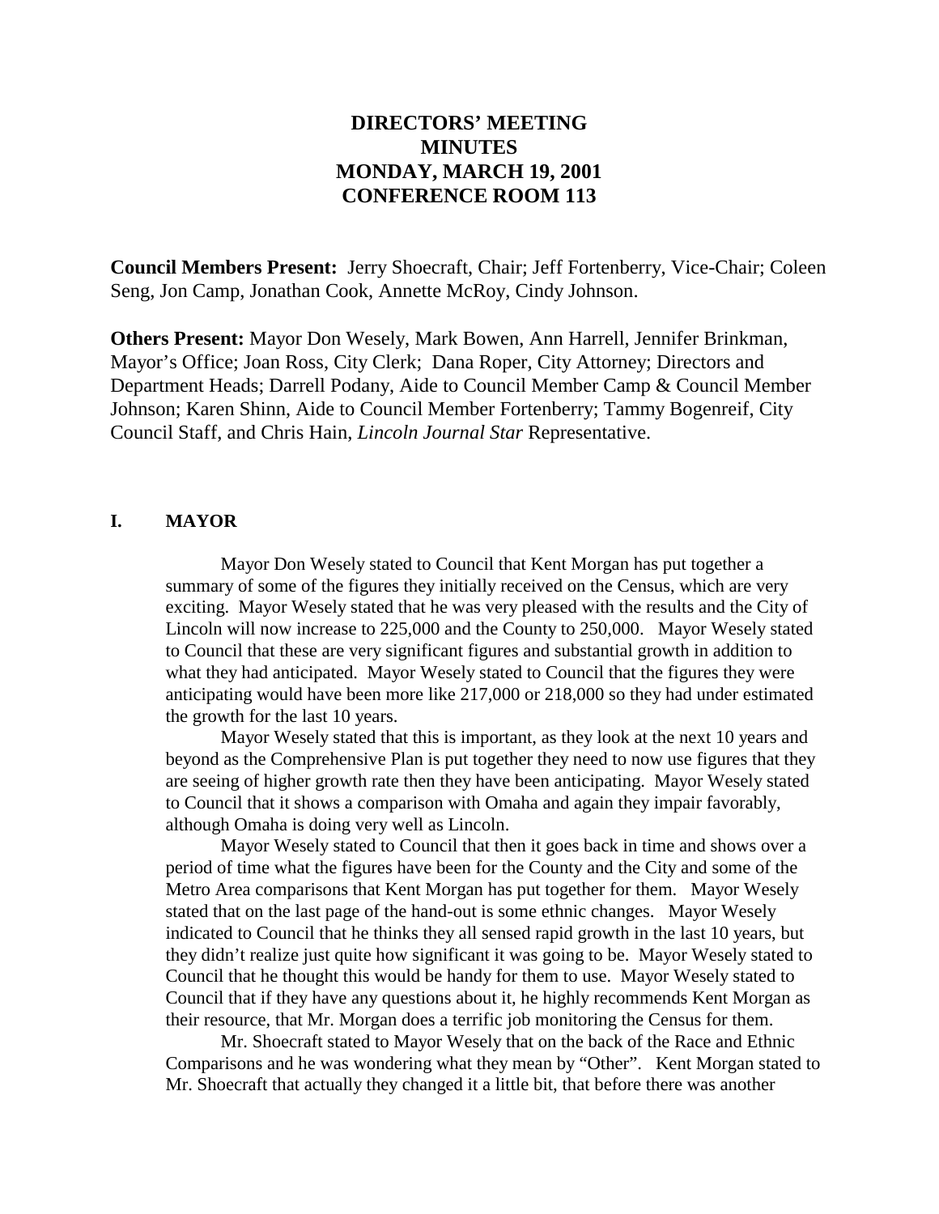# DIRECTORS' MEETING
# MINUTES
# MONDAY, MARCH 19, 2001
# CONFERENCE ROOM 113

**Council Members Present:** Jerry Shoecraft, Chair; Jeff Fortenberry, Vice-Chair; Coleen Seng, Jon Camp, Jonathan Cook, Annette McRoy, Cindy Johnson.

**Others Present:** Mayor Don Wesely, Mark Bowen, Ann Harrell, Jennifer Brinkman, Mayor's Office; Joan Ross, City Clerk; Dana Roper, City Attorney; Directors and Department Heads; Darrell Podany, Aide to Council Member Camp & Council Member Johnson; Karen Shinn, Aide to Council Member Fortenberry; Tammy Bogenreif, City Council Staff, and Chris Hain, *Lincoln Journal Star* Representative.

## I. MAYOR

Mayor Don Wesely stated to Council that Kent Morgan has put together a summary of some of the figures they initially received on the Census, which are very exciting. Mayor Wesely stated that he was very pleased with the results and the City of Lincoln will now increase to 225,000 and the County to 250,000. Mayor Wesely stated to Council that these are very significant figures and substantial growth in addition to what they had anticipated. Mayor Wesely stated to Council that the figures they were anticipating would have been more like 217,000 or 218,000 so they had under estimated the growth for the last 10 years.

Mayor Wesely stated that this is important, as they look at the next 10 years and beyond as the Comprehensive Plan is put together they need to now use figures that they are seeing of higher growth rate then they have been anticipating. Mayor Wesely stated to Council that it shows a comparison with Omaha and again they impair favorably, although Omaha is doing very well as Lincoln.

Mayor Wesely stated to Council that then it goes back in time and shows over a period of time what the figures have been for the County and the City and some of the Metro Area comparisons that Kent Morgan has put together for them. Mayor Wesely stated that on the last page of the hand-out is some ethnic changes. Mayor Wesely indicated to Council that he thinks they all sensed rapid growth in the last 10 years, but they didn't realize just quite how significant it was going to be. Mayor Wesely stated to Council that he thought this would be handy for them to use. Mayor Wesely stated to Council that if they have any questions about it, he highly recommends Kent Morgan as their resource, that Mr. Morgan does a terrific job monitoring the Census for them.

Mr. Shoecraft stated to Mayor Wesely that on the back of the Race and Ethnic Comparisons and he was wondering what they mean by "Other". Kent Morgan stated to Mr. Shoecraft that actually they changed it a little bit, that before there was another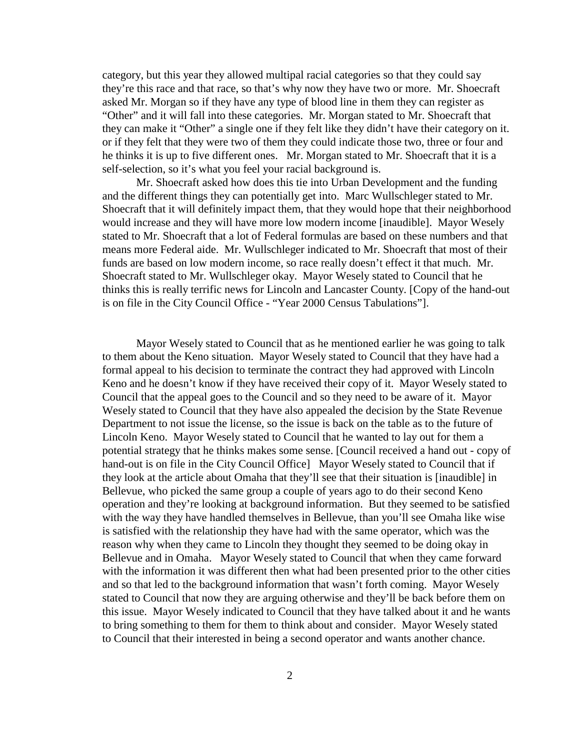category, but this year they allowed multipal racial categories so that they could say they're this race and that race, so that's why now they have two or more. Mr. Shoecraft asked Mr. Morgan so if they have any type of blood line in them they can register as "Other" and it will fall into these categories. Mr. Morgan stated to Mr. Shoecraft that they can make it "Other" a single one if they felt like they didn't have their category on it. or if they felt that they were two of them they could indicate those two, three or four and he thinks it is up to five different ones. Mr. Morgan stated to Mr. Shoecraft that it is a self-selection, so it's what you feel your racial background is.

Mr. Shoecraft asked how does this tie into Urban Development and the funding and the different things they can potentially get into. Marc Wullschleger stated to Mr. Shoecraft that it will definitely impact them, that they would hope that their neighborhood would increase and they will have more low modern income [inaudible]. Mayor Wesely stated to Mr. Shoecraft that a lot of Federal formulas are based on these numbers and that means more Federal aide. Mr. Wullschleger indicated to Mr. Shoecraft that most of their funds are based on low modern income, so race really doesn't effect it that much. Mr. Shoecraft stated to Mr. Wullschleger okay. Mayor Wesely stated to Council that he thinks this is really terrific news for Lincoln and Lancaster County. [Copy of the hand-out is on file in the City Council Office - "Year 2000 Census Tabulations"].

Mayor Wesely stated to Council that as he mentioned earlier he was going to talk to them about the Keno situation. Mayor Wesely stated to Council that they have had a formal appeal to his decision to terminate the contract they had approved with Lincoln Keno and he doesn't know if they have received their copy of it. Mayor Wesely stated to Council that the appeal goes to the Council and so they need to be aware of it. Mayor Wesely stated to Council that they have also appealed the decision by the State Revenue Department to not issue the license, so the issue is back on the table as to the future of Lincoln Keno. Mayor Wesely stated to Council that he wanted to lay out for them a potential strategy that he thinks makes some sense. [Council received a hand out - copy of hand-out is on file in the City Council Office] Mayor Wesely stated to Council that if they look at the article about Omaha that they'll see that their situation is [inaudible] in Bellevue, who picked the same group a couple of years ago to do their second Keno operation and they're looking at background information. But they seemed to be satisfied with the way they have handled themselves in Bellevue, than you'll see Omaha like wise is satisfied with the relationship they have had with the same operator, which was the reason why when they came to Lincoln they thought they seemed to be doing okay in Bellevue and in Omaha. Mayor Wesely stated to Council that when they came forward with the information it was different then what had been presented prior to the other cities and so that led to the background information that wasn't forth coming. Mayor Wesely stated to Council that now they are arguing otherwise and they'll be back before them on this issue. Mayor Wesely indicated to Council that they have talked about it and he wants to bring something to them for them to think about and consider. Mayor Wesely stated to Council that their interested in being a second operator and wants another chance.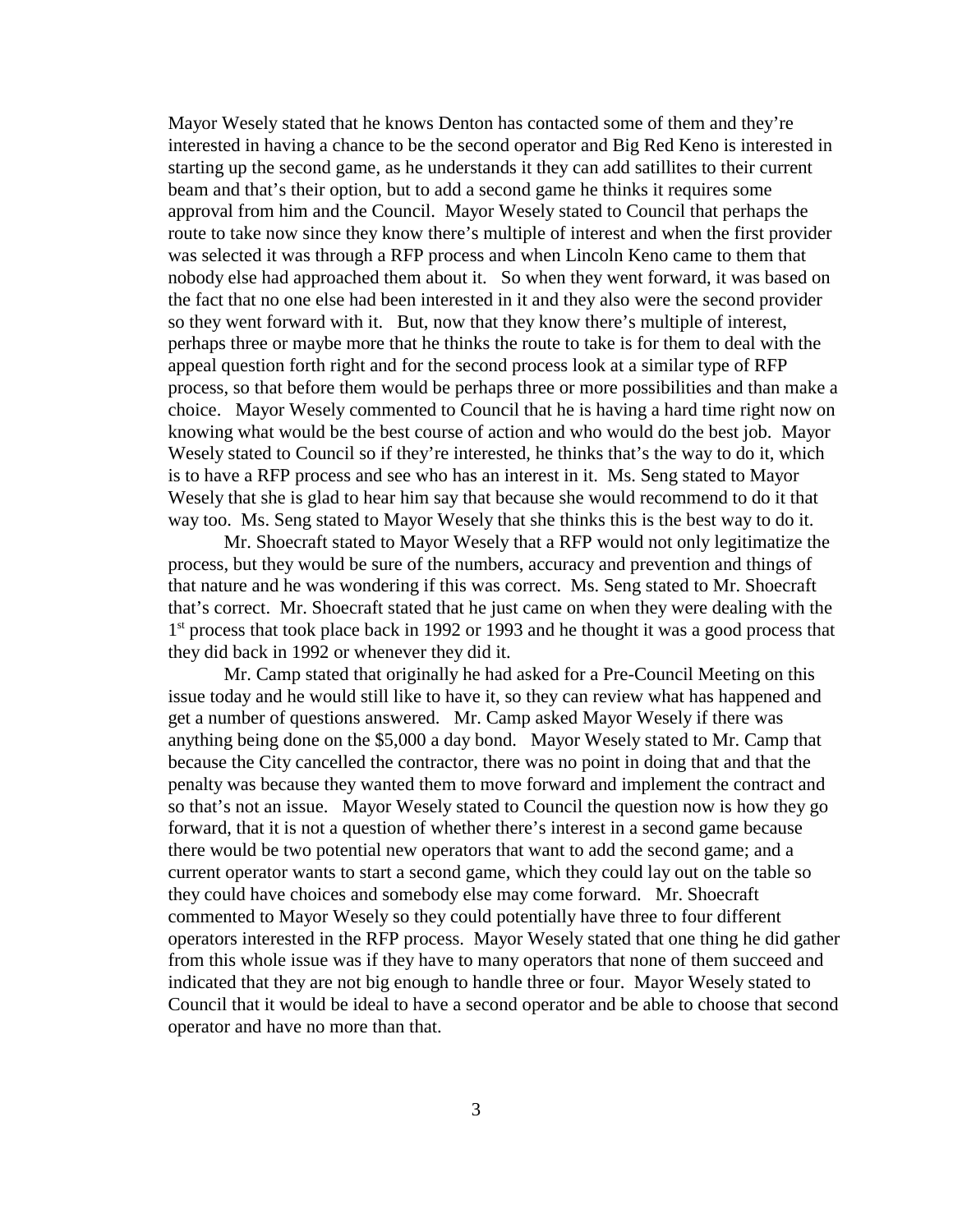Mayor Wesely stated that he knows Denton has contacted some of them and they're interested in having a chance to be the second operator and Big Red Keno is interested in starting up the second game, as he understands it they can add satillites to their current beam and that's their option, but to add a second game he thinks it requires some approval from him and the Council. Mayor Wesely stated to Council that perhaps the route to take now since they know there's multiple of interest and when the first provider was selected it was through a RFP process and when Lincoln Keno came to them that nobody else had approached them about it. So when they went forward, it was based on the fact that no one else had been interested in it and they also were the second provider so they went forward with it. But, now that they know there's multiple of interest, perhaps three or maybe more that he thinks the route to take is for them to deal with the appeal question forth right and for the second process look at a similar type of RFP process, so that before them would be perhaps three or more possibilities and than make a choice. Mayor Wesely commented to Council that he is having a hard time right now on knowing what would be the best course of action and who would do the best job. Mayor Wesely stated to Council so if they're interested, he thinks that's the way to do it, which is to have a RFP process and see who has an interest in it. Ms. Seng stated to Mayor Wesely that she is glad to hear him say that because she would recommend to do it that way too. Ms. Seng stated to Mayor Wesely that she thinks this is the best way to do it.

Mr. Shoecraft stated to Mayor Wesely that a RFP would not only legitimatize the process, but they would be sure of the numbers, accuracy and prevention and things of that nature and he was wondering if this was correct. Ms. Seng stated to Mr. Shoecraft that's correct. Mr. Shoecraft stated that he just came on when they were dealing with the 1st process that took place back in 1992 or 1993 and he thought it was a good process that they did back in 1992 or whenever they did it.

Mr. Camp stated that originally he had asked for a Pre-Council Meeting on this issue today and he would still like to have it, so they can review what has happened and get a number of questions answered. Mr. Camp asked Mayor Wesely if there was anything being done on the $5,000 a day bond. Mayor Wesely stated to Mr. Camp that because the City cancelled the contractor, there was no point in doing that and that the penalty was because they wanted them to move forward and implement the contract and so that's not an issue. Mayor Wesely stated to Council the question now is how they go forward, that it is not a question of whether there's interest in a second game because there would be two potential new operators that want to add the second game; and a current operator wants to start a second game, which they could lay out on the table so they could have choices and somebody else may come forward. Mr. Shoecraft commented to Mayor Wesely so they could potentially have three to four different operators interested in the RFP process. Mayor Wesely stated that one thing he did gather from this whole issue was if they have to many operators that none of them succeed and indicated that they are not big enough to handle three or four. Mayor Wesely stated to Council that it would be ideal to have a second operator and be able to choose that second operator and have no more than that.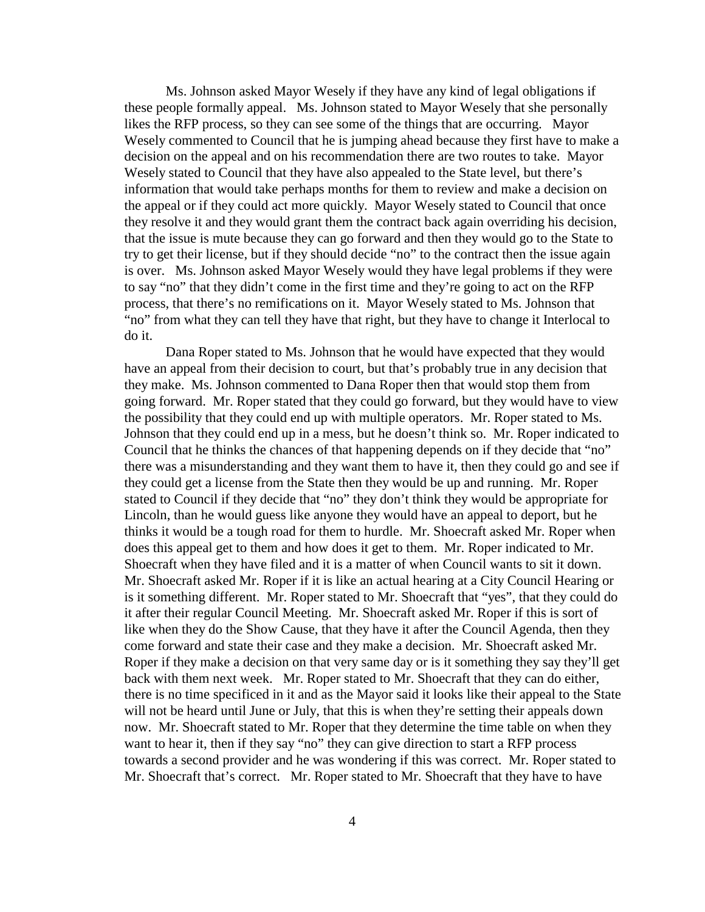Ms. Johnson asked Mayor Wesely if they have any kind of legal obligations if these people formally appeal. Ms. Johnson stated to Mayor Wesely that she personally likes the RFP process, so they can see some of the things that are occurring. Mayor Wesely commented to Council that he is jumping ahead because they first have to make a decision on the appeal and on his recommendation there are two routes to take. Mayor Wesely stated to Council that they have also appealed to the State level, but there's information that would take perhaps months for them to review and make a decision on the appeal or if they could act more quickly. Mayor Wesely stated to Council that once they resolve it and they would grant them the contract back again overriding his decision, that the issue is mute because they can go forward and then they would go to the State to try to get their license, but if they should decide "no" to the contract then the issue again is over. Ms. Johnson asked Mayor Wesely would they have legal problems if they were to say "no" that they didn't come in the first time and they're going to act on the RFP process, that there's no remifications on it. Mayor Wesely stated to Ms. Johnson that "no" from what they can tell they have that right, but they have to change it Interlocal to do it.

Dana Roper stated to Ms. Johnson that he would have expected that they would have an appeal from their decision to court, but that's probably true in any decision that they make. Ms. Johnson commented to Dana Roper then that would stop them from going forward. Mr. Roper stated that they could go forward, but they would have to view the possibility that they could end up with multiple operators. Mr. Roper stated to Ms. Johnson that they could end up in a mess, but he doesn't think so. Mr. Roper indicated to Council that he thinks the chances of that happening depends on if they decide that "no" there was a misunderstanding and they want them to have it, then they could go and see if they could get a license from the State then they would be up and running. Mr. Roper stated to Council if they decide that "no" they don't think they would be appropriate for Lincoln, than he would guess like anyone they would have an appeal to deport, but he thinks it would be a tough road for them to hurdle. Mr. Shoecraft asked Mr. Roper when does this appeal get to them and how does it get to them. Mr. Roper indicated to Mr. Shoecraft when they have filed and it is a matter of when Council wants to sit it down. Mr. Shoecraft asked Mr. Roper if it is like an actual hearing at a City Council Hearing or is it something different. Mr. Roper stated to Mr. Shoecraft that "yes", that they could do it after their regular Council Meeting. Mr. Shoecraft asked Mr. Roper if this is sort of like when they do the Show Cause, that they have it after the Council Agenda, then they come forward and state their case and they make a decision. Mr. Shoecraft asked Mr. Roper if they make a decision on that very same day or is it something they say they'll get back with them next week. Mr. Roper stated to Mr. Shoecraft that they can do either, there is no time specificed in it and as the Mayor said it looks like their appeal to the State will not be heard until June or July, that this is when they're setting their appeals down now. Mr. Shoecraft stated to Mr. Roper that they determine the time table on when they want to hear it, then if they say "no" they can give direction to start a RFP process towards a second provider and he was wondering if this was correct. Mr. Roper stated to Mr. Shoecraft that's correct. Mr. Roper stated to Mr. Shoecraft that they have to have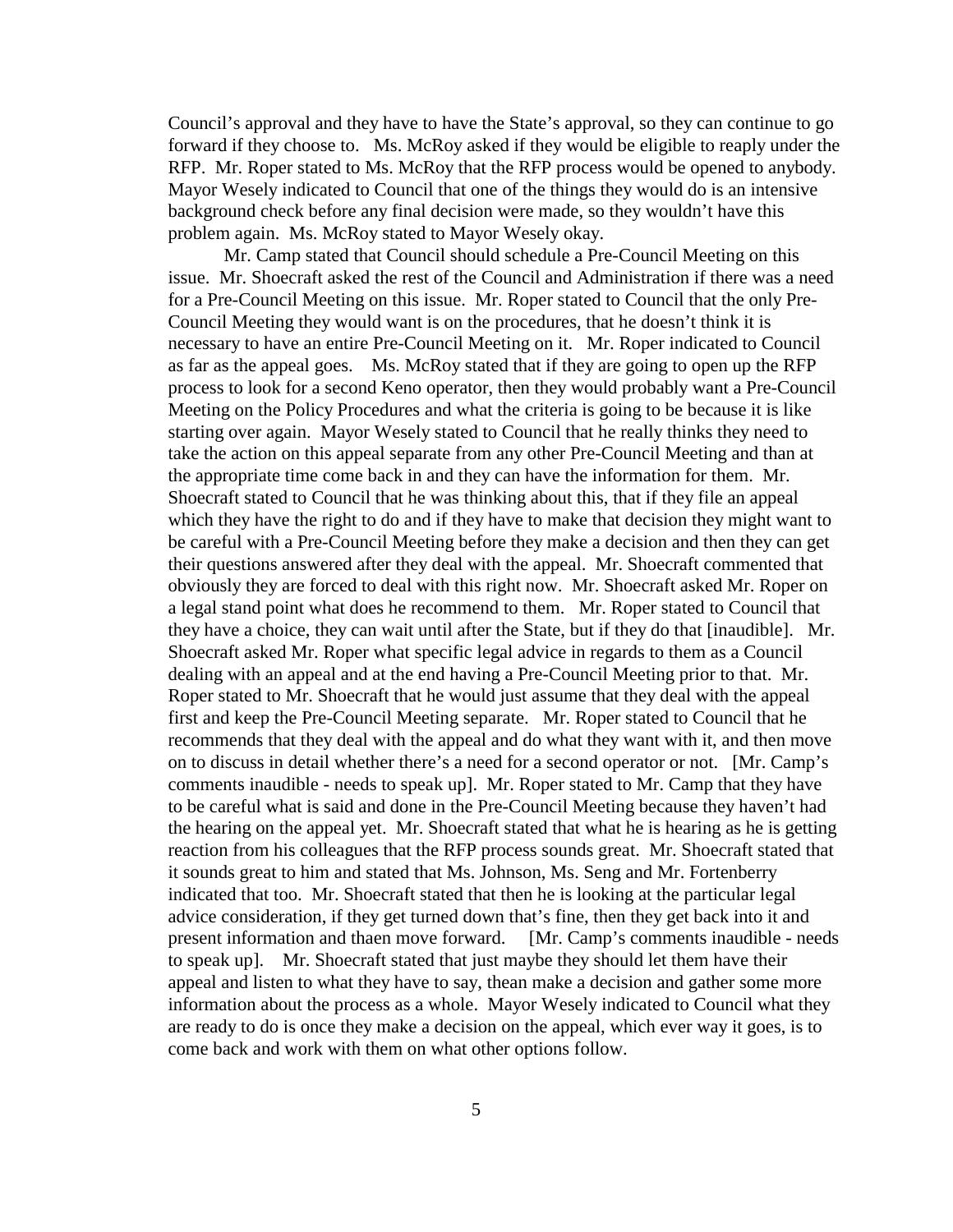Council's approval and they have to have the State's approval, so they can continue to go forward if they choose to. Ms. McRoy asked if they would be eligible to reaply under the RFP. Mr. Roper stated to Ms. McRoy that the RFP process would be opened to anybody. Mayor Wesely indicated to Council that one of the things they would do is an intensive background check before any final decision were made, so they wouldn't have this problem again. Ms. McRoy stated to Mayor Wesely okay.

Mr. Camp stated that Council should schedule a Pre-Council Meeting on this issue. Mr. Shoecraft asked the rest of the Council and Administration if there was a need for a Pre-Council Meeting on this issue. Mr. Roper stated to Council that the only Pre-Council Meeting they would want is on the procedures, that he doesn't think it is necessary to have an entire Pre-Council Meeting on it. Mr. Roper indicated to Council as far as the appeal goes. Ms. McRoy stated that if they are going to open up the RFP process to look for a second Keno operator, then they would probably want a Pre-Council Meeting on the Policy Procedures and what the criteria is going to be because it is like starting over again. Mayor Wesely stated to Council that he really thinks they need to take the action on this appeal separate from any other Pre-Council Meeting and than at the appropriate time come back in and they can have the information for them. Mr. Shoecraft stated to Council that he was thinking about this, that if they file an appeal which they have the right to do and if they have to make that decision they might want to be careful with a Pre-Council Meeting before they make a decision and then they can get their questions answered after they deal with the appeal. Mr. Shoecraft commented that obviously they are forced to deal with this right now. Mr. Shoecraft asked Mr. Roper on a legal stand point what does he recommend to them. Mr. Roper stated to Council that they have a choice, they can wait until after the State, but if they do that [inaudible]. Mr. Shoecraft asked Mr. Roper what specific legal advice in regards to them as a Council dealing with an appeal and at the end having a Pre-Council Meeting prior to that. Mr. Roper stated to Mr. Shoecraft that he would just assume that they deal with the appeal first and keep the Pre-Council Meeting separate. Mr. Roper stated to Council that he recommends that they deal with the appeal and do what they want with it, and then move on to discuss in detail whether there's a need for a second operator or not. [Mr. Camp's comments inaudible - needs to speak up]. Mr. Roper stated to Mr. Camp that they have to be careful what is said and done in the Pre-Council Meeting because they haven't had the hearing on the appeal yet. Mr. Shoecraft stated that what he is hearing as he is getting reaction from his colleagues that the RFP process sounds great. Mr. Shoecraft stated that it sounds great to him and stated that Ms. Johnson, Ms. Seng and Mr. Fortenberry indicated that too. Mr. Shoecraft stated that then he is looking at the particular legal advice consideration, if they get turned down that's fine, then they get back into it and present information and thaen move forward. [Mr. Camp's comments inaudible - needs to speak up]. Mr. Shoecraft stated that just maybe they should let them have their appeal and listen to what they have to say, thean make a decision and gather some more information about the process as a whole. Mayor Wesely indicated to Council what they are ready to do is once they make a decision on the appeal, which ever way it goes, is to come back and work with them on what other options follow.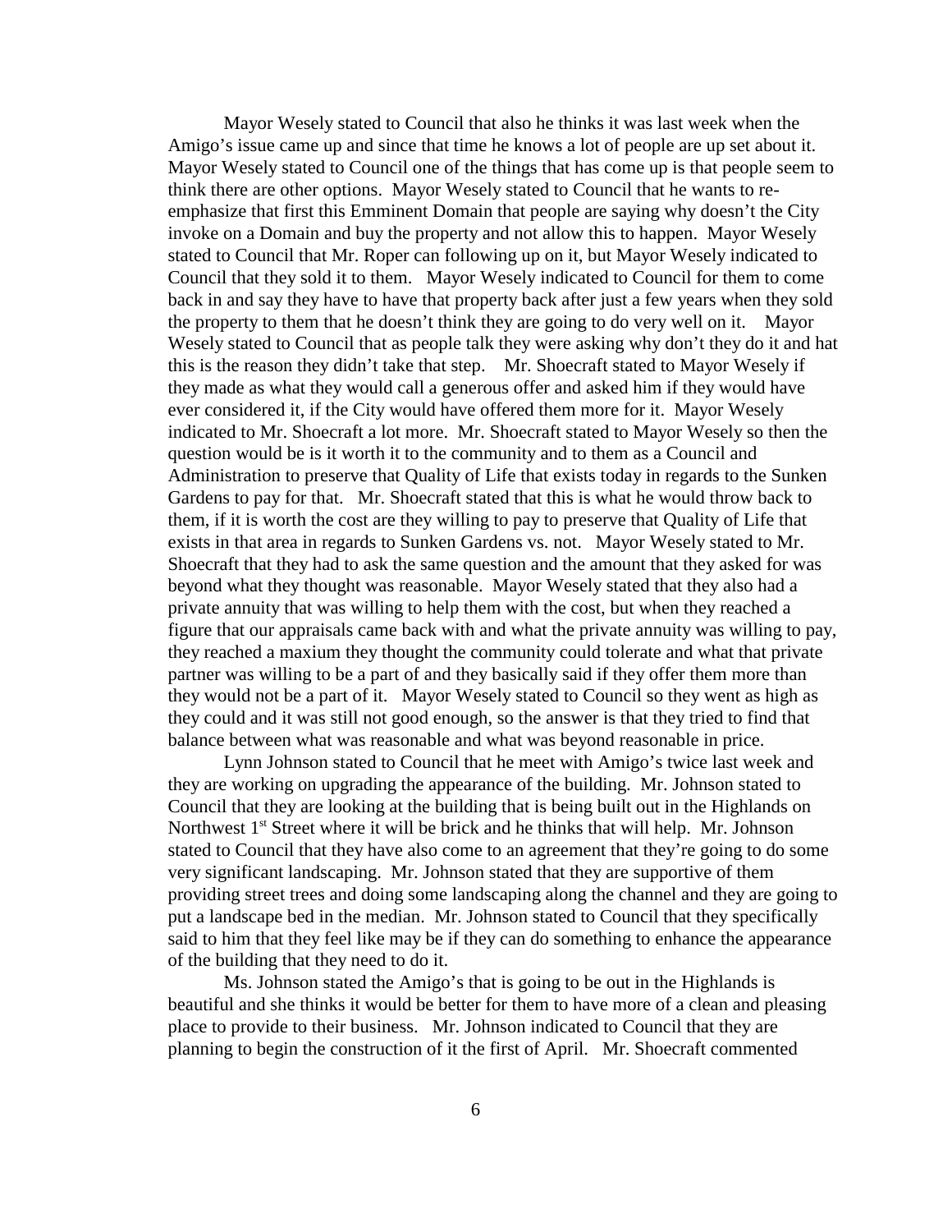Mayor Wesely stated to Council that also he thinks it was last week when the Amigo's issue came up and since that time he knows a lot of people are up set about it. Mayor Wesely stated to Council one of the things that has come up is that people seem to think there are other options. Mayor Wesely stated to Council that he wants to re-emphasize that first this Emminent Domain that people are saying why doesn't the City invoke on a Domain and buy the property and not allow this to happen. Mayor Wesely stated to Council that Mr. Roper can following up on it, but Mayor Wesely indicated to Council that they sold it to them. Mayor Wesely indicated to Council for them to come back in and say they have to have that property back after just a few years when they sold the property to them that he doesn't think they are going to do very well on it. Mayor Wesely stated to Council that as people talk they were asking why don't they do it and hat this is the reason they didn't take that step. Mr. Shoecraft stated to Mayor Wesely if they made as what they would call a generous offer and asked him if they would have ever considered it, if the City would have offered them more for it. Mayor Wesely indicated to Mr. Shoecraft a lot more. Mr. Shoecraft stated to Mayor Wesely so then the question would be is it worth it to the community and to them as a Council and Administration to preserve that Quality of Life that exists today in regards to the Sunken Gardens to pay for that. Mr. Shoecraft stated that this is what he would throw back to them, if it is worth the cost are they willing to pay to preserve that Quality of Life that exists in that area in regards to Sunken Gardens vs. not. Mayor Wesely stated to Mr. Shoecraft that they had to ask the same question and the amount that they asked for was beyond what they thought was reasonable. Mayor Wesely stated that they also had a private annuity that was willing to help them with the cost, but when they reached a figure that our appraisals came back with and what the private annuity was willing to pay, they reached a maxium they thought the community could tolerate and what that private partner was willing to be a part of and they basically said if they offer them more than they would not be a part of it. Mayor Wesely stated to Council so they went as high as they could and it was still not good enough, so the answer is that they tried to find that balance between what was reasonable and what was beyond reasonable in price.

Lynn Johnson stated to Council that he meet with Amigo's twice last week and they are working on upgrading the appearance of the building. Mr. Johnson stated to Council that they are looking at the building that is being built out in the Highlands on Northwest 1st Street where it will be brick and he thinks that will help. Mr. Johnson stated to Council that they have also come to an agreement that they're going to do some very significant landscaping. Mr. Johnson stated that they are supportive of them providing street trees and doing some landscaping along the channel and they are going to put a landscape bed in the median. Mr. Johnson stated to Council that they specifically said to him that they feel like may be if they can do something to enhance the appearance of the building that they need to do it.

Ms. Johnson stated the Amigo's that is going to be out in the Highlands is beautiful and she thinks it would be better for them to have more of a clean and pleasing place to provide to their business. Mr. Johnson indicated to Council that they are planning to begin the construction of it the first of April. Mr. Shoecraft commented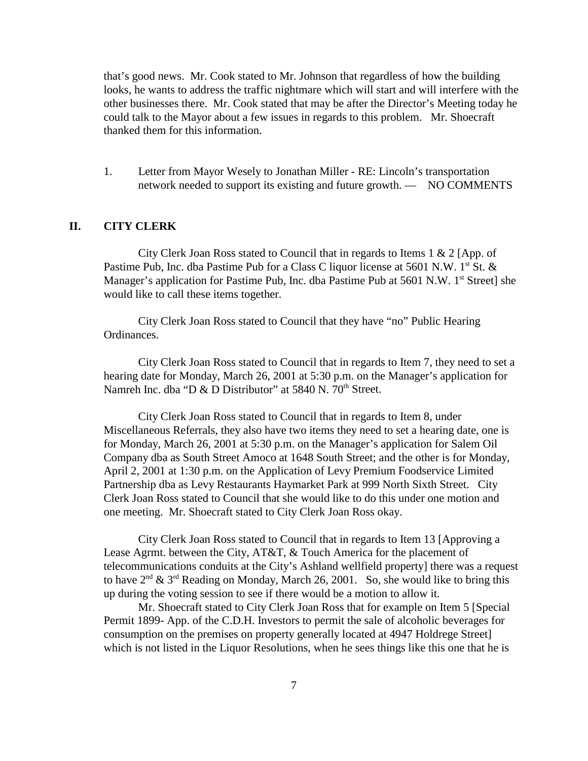that's good news. Mr. Cook stated to Mr. Johnson that regardless of how the building looks, he wants to address the traffic nightmare which will start and will interfere with the other businesses there. Mr. Cook stated that may be after the Director's Meeting today he could talk to the Mayor about a few issues in regards to this problem. Mr. Shoecraft thanked them for this information.

1. Letter from Mayor Wesely to Jonathan Miller - RE: Lincoln's transportation network needed to support its existing and future growth. — NO COMMENTS

## II. CITY CLERK

City Clerk Joan Ross stated to Council that in regards to Items 1 & 2 [App. of Pastime Pub, Inc. dba Pastime Pub for a Class C liquor license at 5601 N.W. 1st St. & Manager's application for Pastime Pub, Inc. dba Pastime Pub at 5601 N.W. 1st Street] she would like to call these items together.

City Clerk Joan Ross stated to Council that they have "no" Public Hearing Ordinances.

City Clerk Joan Ross stated to Council that in regards to Item 7, they need to set a hearing date for Monday, March 26, 2001 at 5:30 p.m. on the Manager's application for Namreh Inc. dba "D & D Distributor" at 5840 N. 70th Street.

City Clerk Joan Ross stated to Council that in regards to Item 8, under Miscellaneous Referrals, they also have two items they need to set a hearing date, one is for Monday, March 26, 2001 at 5:30 p.m. on the Manager's application for Salem Oil Company dba as South Street Amoco at 1648 South Street; and the other is for Monday, April 2, 2001 at 1:30 p.m. on the Application of Levy Premium Foodservice Limited Partnership dba as Levy Restaurants Haymarket Park at 999 North Sixth Street. City Clerk Joan Ross stated to Council that she would like to do this under one motion and one meeting. Mr. Shoecraft stated to City Clerk Joan Ross okay.

City Clerk Joan Ross stated to Council that in regards to Item 13 [Approving a Lease Agrmt. between the City, AT&T, & Touch America for the placement of telecommunications conduits at the City's Ashland wellfield property] there was a request to have 2nd & 3rd Reading on Monday, March 26, 2001. So, she would like to bring this up during the voting session to see if there would be a motion to allow it.

Mr. Shoecraft stated to City Clerk Joan Ross that for example on Item 5 [Special Permit 1899- App. of the C.D.H. Investors to permit the sale of alcoholic beverages for consumption on the premises on property generally located at 4947 Holdrege Street] which is not listed in the Liquor Resolutions, when he sees things like this one that he is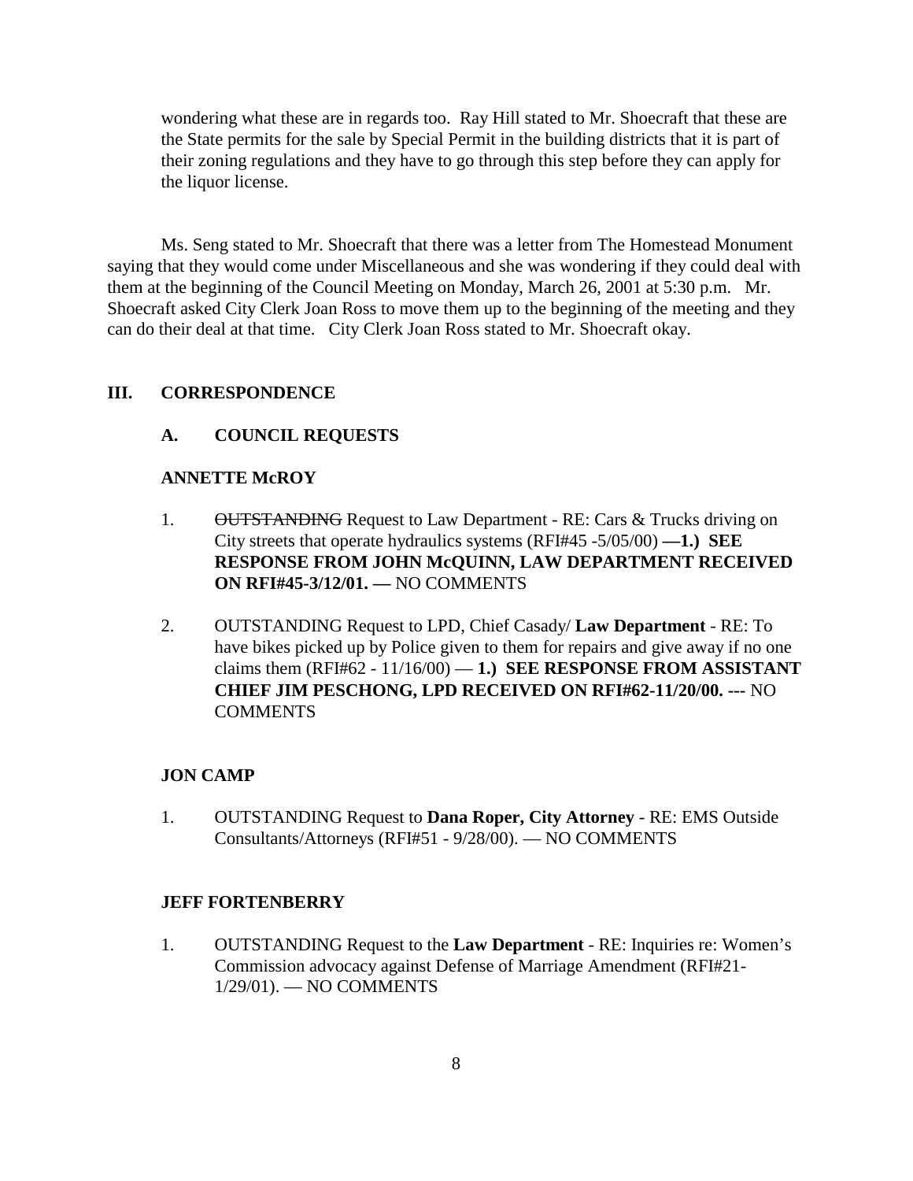wondering what these are in regards too. Ray Hill stated to Mr. Shoecraft that these are the State permits for the sale by Special Permit in the building districts that it is part of their zoning regulations and they have to go through this step before they can apply for the liquor license.

Ms. Seng stated to Mr. Shoecraft that there was a letter from The Homestead Monument saying that they would come under Miscellaneous and she was wondering if they could deal with them at the beginning of the Council Meeting on Monday, March 26, 2001 at 5:30 p.m. Mr. Shoecraft asked City Clerk Joan Ross to move them up to the beginning of the meeting and they can do their deal at that time. City Clerk Joan Ross stated to Mr. Shoecraft okay.

## III. CORRESPONDENCE

### A. COUNCIL REQUESTS

**ANNETTE McROY**

1. ~~OUTSTANDING~~ Request to Law Department - RE: Cars & Trucks driving on City streets that operate hydraulics systems (RFI#45 -5/05/00) **—1.) SEE RESPONSE FROM JOHN McQUINN, LAW DEPARTMENT RECEIVED ON RFI#45-3/12/01. —** NO COMMENTS

2. OUTSTANDING Request to LPD, Chief Casady/ **Law Department** - RE: To have bikes picked up by Police given to them for repairs and give away if no one claims them (RFI#62 - 11/16/00) — **1.) SEE RESPONSE FROM ASSISTANT CHIEF JIM PESCHONG, LPD RECEIVED ON RFI#62-11/20/00. ---** NO COMMENTS

**JON CAMP**

1. OUTSTANDING Request to **Dana Roper, City Attorney** - RE: EMS Outside Consultants/Attorneys (RFI#51 - 9/28/00). — NO COMMENTS

**JEFF FORTENBERRY**

1. OUTSTANDING Request to the **Law Department** - RE: Inquiries re: Women's Commission advocacy against Defense of Marriage Amendment (RFI#21-1/29/01). — NO COMMENTS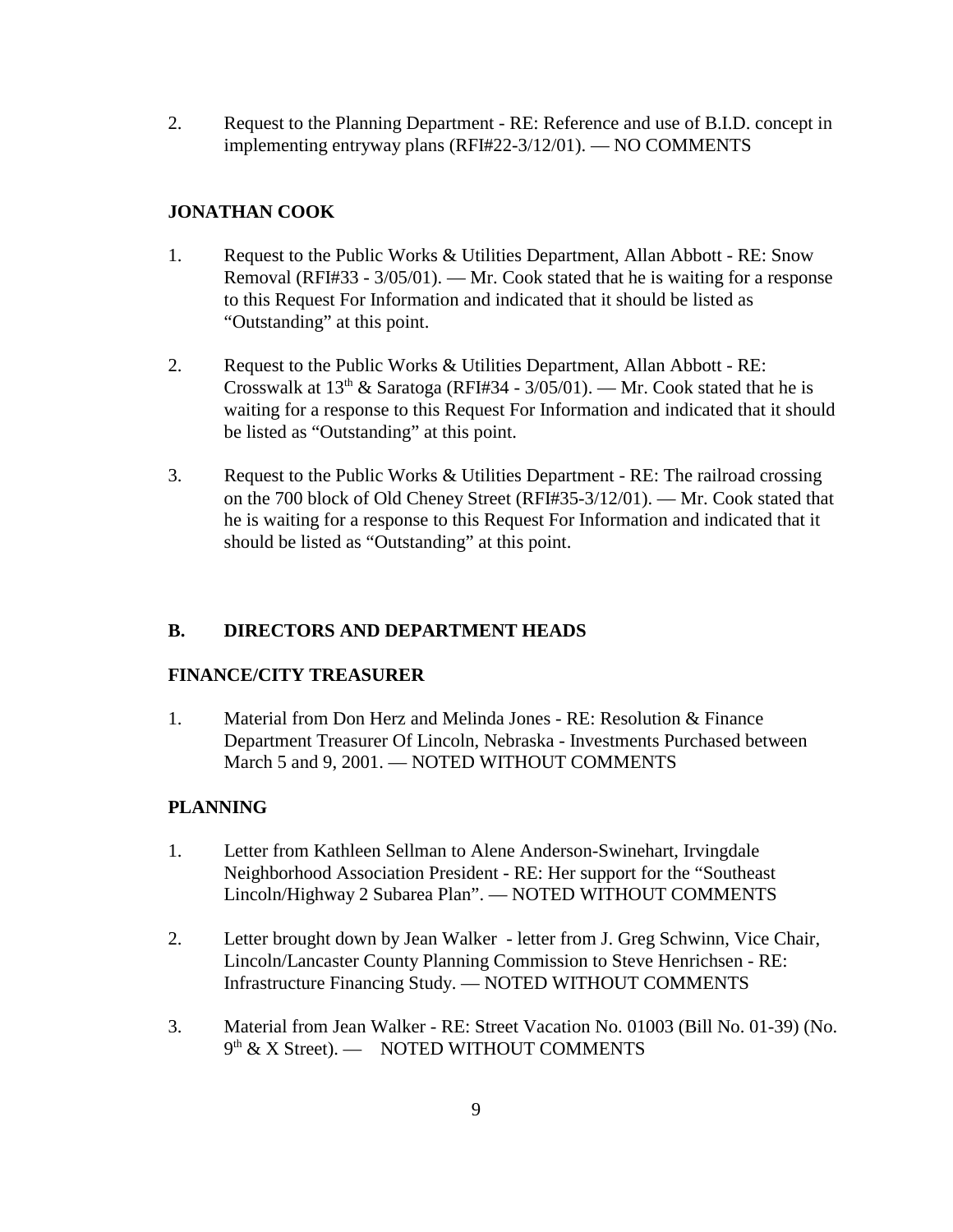2. Request to the Planning Department - RE: Reference and use of B.I.D. concept in implementing entryway plans (RFI#22-3/12/01). — NO COMMENTS

**JONATHAN COOK**

1. Request to the Public Works & Utilities Department, Allan Abbott - RE: Snow Removal (RFI#33 - 3/05/01). — Mr. Cook stated that he is waiting for a response to this Request For Information and indicated that it should be listed as "Outstanding" at this point.

2. Request to the Public Works & Utilities Department, Allan Abbott - RE: Crosswalk at 13th & Saratoga (RFI#34 - 3/05/01). — Mr. Cook stated that he is waiting for a response to this Request For Information and indicated that it should be listed as "Outstanding" at this point.

3. Request to the Public Works & Utilities Department - RE: The railroad crossing on the 700 block of Old Cheney Street (RFI#35-3/12/01). — Mr. Cook stated that he is waiting for a response to this Request For Information and indicated that it should be listed as "Outstanding" at this point.

**B. DIRECTORS AND DEPARTMENT HEADS**

**FINANCE/CITY TREASURER**

1. Material from Don Herz and Melinda Jones - RE: Resolution & Finance Department Treasurer Of Lincoln, Nebraska - Investments Purchased between March 5 and 9, 2001. — NOTED WITHOUT COMMENTS

**PLANNING**

1. Letter from Kathleen Sellman to Alene Anderson-Swinehart, Irvingdale Neighborhood Association President - RE: Her support for the "Southeast Lincoln/Highway 2 Subarea Plan". — NOTED WITHOUT COMMENTS

2. Letter brought down by Jean Walker - letter from J. Greg Schwinn, Vice Chair, Lincoln/Lancaster County Planning Commission to Steve Henrichsen - RE: Infrastructure Financing Study. — NOTED WITHOUT COMMENTS

3. Material from Jean Walker - RE: Street Vacation No. 01003 (Bill No. 01-39) (No. 9th & X Street). — NOTED WITHOUT COMMENTS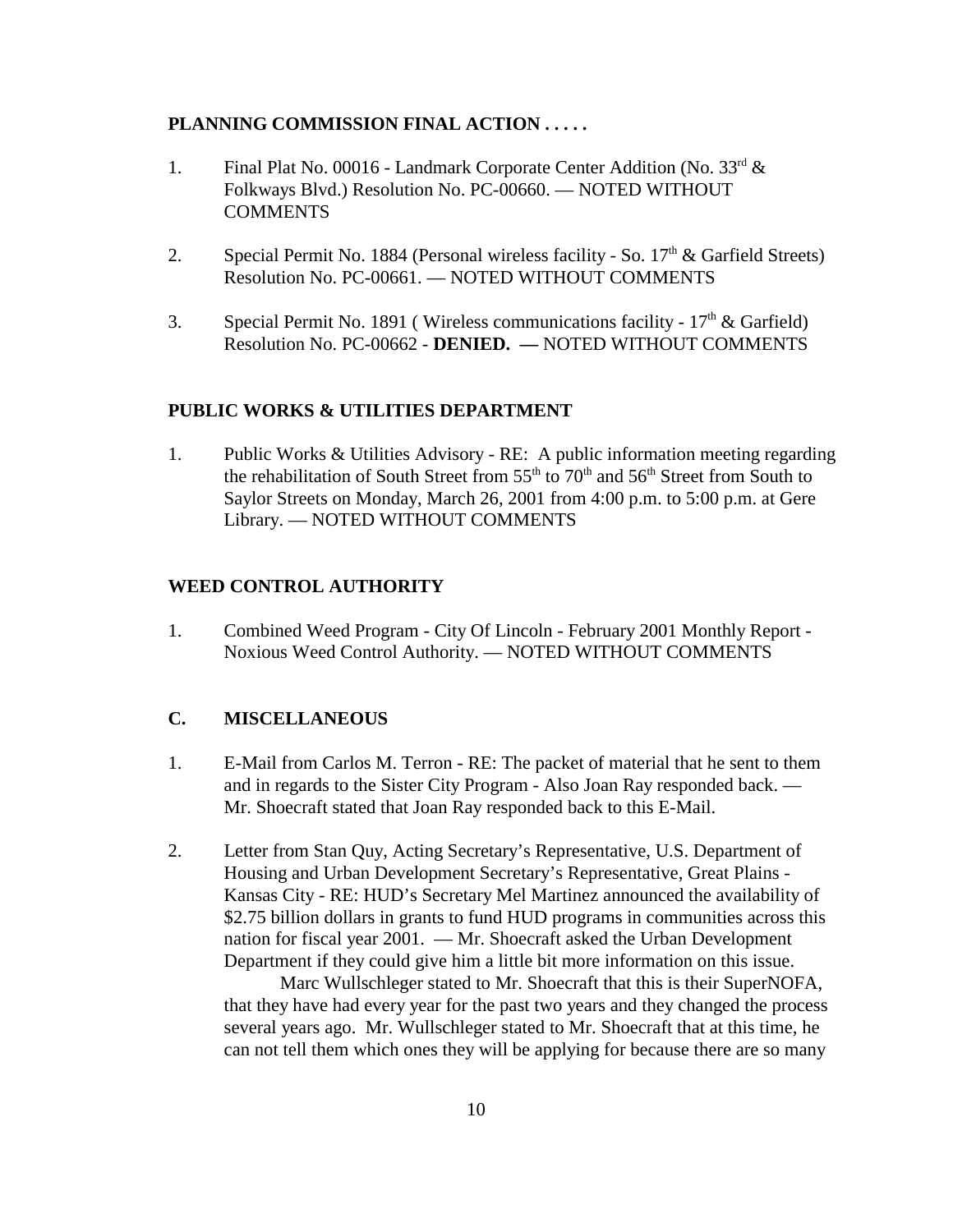**PLANNING COMMISSION FINAL ACTION . . . . .**

1. Final Plat No. 00016 - Landmark Corporate Center Addition (No. 33rd & Folkways Blvd.) Resolution No. PC-00660. — NOTED WITHOUT COMMENTS

2. Special Permit No. 1884 (Personal wireless facility - So. 17th & Garfield Streets) Resolution No. PC-00661. — NOTED WITHOUT COMMENTS

3. Special Permit No. 1891 ( Wireless communications facility - 17th & Garfield) Resolution No. PC-00662 - **DENIED. —** NOTED WITHOUT COMMENTS

**PUBLIC WORKS & UTILITIES DEPARTMENT**

1. Public Works & Utilities Advisory - RE: A public information meeting regarding the rehabilitation of South Street from 55th to 70th and 56th Street from South to Saylor Streets on Monday, March 26, 2001 from 4:00 p.m. to 5:00 p.m. at Gere Library. — NOTED WITHOUT COMMENTS

**WEED CONTROL AUTHORITY**

1. Combined Weed Program - City Of Lincoln - February 2001 Monthly Report - Noxious Weed Control Authority. — NOTED WITHOUT COMMENTS

**C. MISCELLANEOUS**

1. E-Mail from Carlos M. Terron - RE: The packet of material that he sent to them and in regards to the Sister City Program - Also Joan Ray responded back. — Mr. Shoecraft stated that Joan Ray responded back to this E-Mail.

2. Letter from Stan Quy, Acting Secretary's Representative, U.S. Department of Housing and Urban Development Secretary's Representative, Great Plains - Kansas City - RE: HUD's Secretary Mel Martinez announced the availability of $2.75 billion dollars in grants to fund HUD programs in communities across this nation for fiscal year 2001. — Mr. Shoecraft asked the Urban Development Department if they could give him a little bit more information on this issue.

   Marc Wullschleger stated to Mr. Shoecraft that this is their SuperNOFA, that they have had every year for the past two years and they changed the process several years ago. Mr. Wullschleger stated to Mr. Shoecraft that at this time, he can not tell them which ones they will be applying for because there are so many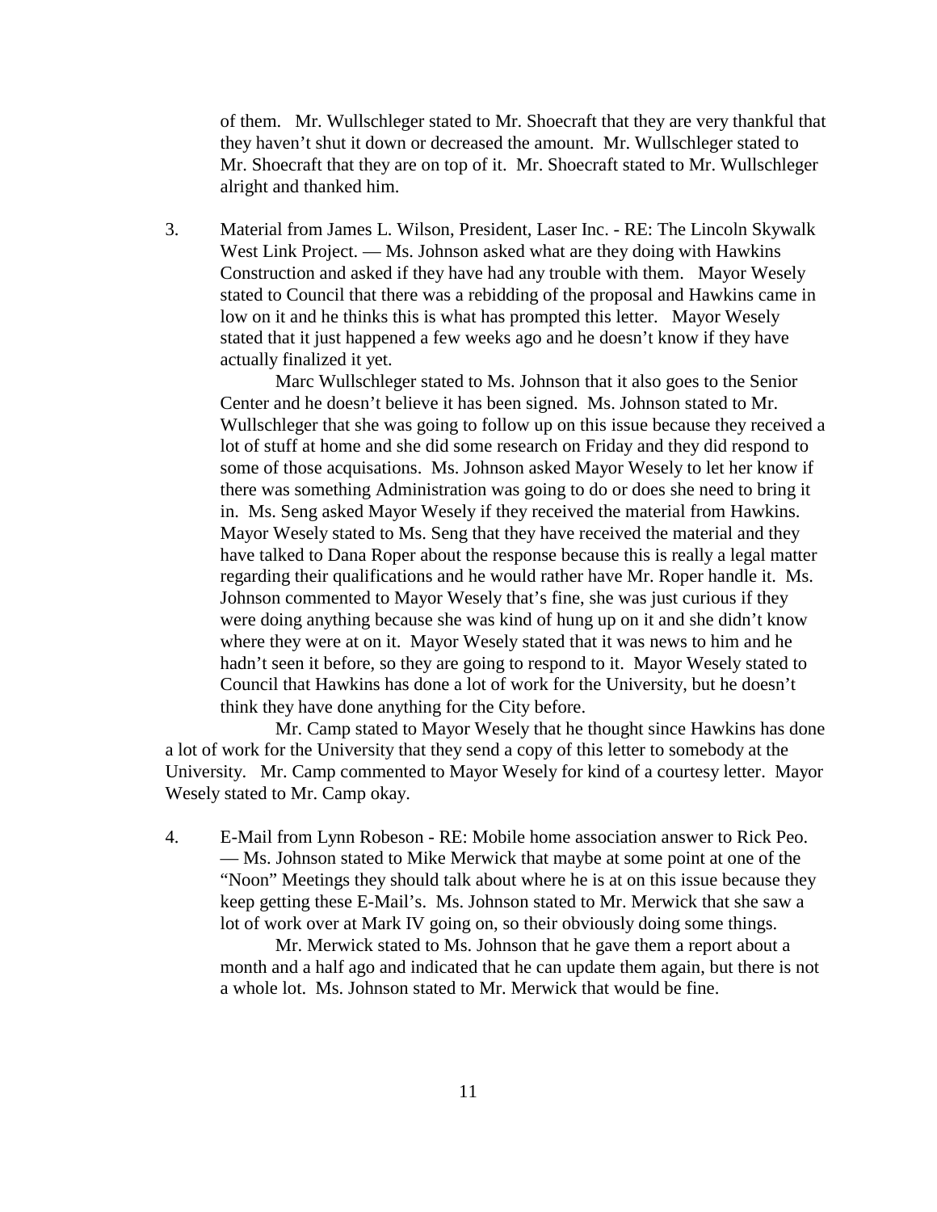of them. Mr. Wullschleger stated to Mr. Shoecraft that they are very thankful that they haven't shut it down or decreased the amount. Mr. Wullschleger stated to Mr. Shoecraft that they are on top of it. Mr. Shoecraft stated to Mr. Wullschleger alright and thanked him.

3. Material from James L. Wilson, President, Laser Inc. - RE: The Lincoln Skywalk West Link Project. — Ms. Johnson asked what are they doing with Hawkins Construction and asked if they have had any trouble with them. Mayor Wesely stated to Council that there was a rebidding of the proposal and Hawkins came in low on it and he thinks this is what has prompted this letter. Mayor Wesely stated that it just happened a few weeks ago and he doesn't know if they have actually finalized it yet.

   Marc Wullschleger stated to Ms. Johnson that it also goes to the Senior Center and he doesn't believe it has been signed. Ms. Johnson stated to Mr. Wullschleger that she was going to follow up on this issue because they received a lot of stuff at home and she did some research on Friday and they did respond to some of those acquisations. Ms. Johnson asked Mayor Wesely to let her know if there was something Administration was going to do or does she need to bring it in. Ms. Seng asked Mayor Wesely if they received the material from Hawkins. Mayor Wesely stated to Ms. Seng that they have received the material and they have talked to Dana Roper about the response because this is really a legal matter regarding their qualifications and he would rather have Mr. Roper handle it. Ms. Johnson commented to Mayor Wesely that's fine, she was just curious if they were doing anything because she was kind of hung up on it and she didn't know where they were at on it. Mayor Wesely stated that it was news to him and he hadn't seen it before, so they are going to respond to it. Mayor Wesely stated to Council that Hawkins has done a lot of work for the University, but he doesn't think they have done anything for the City before.

Mr. Camp stated to Mayor Wesely that he thought since Hawkins has done a lot of work for the University that they send a copy of this letter to somebody at the University. Mr. Camp commented to Mayor Wesely for kind of a courtesy letter. Mayor Wesely stated to Mr. Camp okay.

4. E-Mail from Lynn Robeson - RE: Mobile home association answer to Rick Peo. — Ms. Johnson stated to Mike Merwick that maybe at some point at one of the "Noon" Meetings they should talk about where he is at on this issue because they keep getting these E-Mail's. Ms. Johnson stated to Mr. Merwick that she saw a lot of work over at Mark IV going on, so their obviously doing some things.

   Mr. Merwick stated to Ms. Johnson that he gave them a report about a month and a half ago and indicated that he can update them again, but there is not a whole lot. Ms. Johnson stated to Mr. Merwick that would be fine.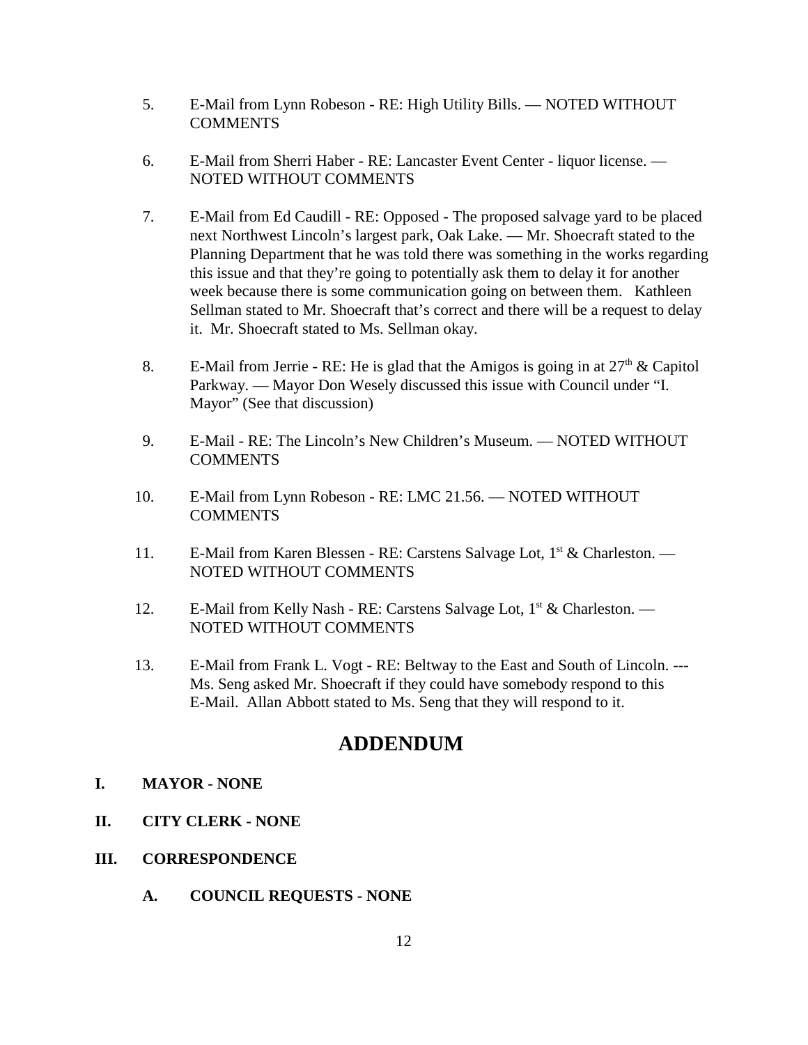5. E-Mail from Lynn Robeson - RE: High Utility Bills. — NOTED WITHOUT COMMENTS

6. E-Mail from Sherri Haber - RE: Lancaster Event Center - liquor license. — NOTED WITHOUT COMMENTS

7. E-Mail from Ed Caudill - RE: Opposed - The proposed salvage yard to be placed next Northwest Lincoln's largest park, Oak Lake. — Mr. Shoecraft stated to the Planning Department that he was told there was something in the works regarding this issue and that they're going to potentially ask them to delay it for another week because there is some communication going on between them. Kathleen Sellman stated to Mr. Shoecraft that's correct and there will be a request to delay it. Mr. Shoecraft stated to Ms. Sellman okay.

8. E-Mail from Jerrie - RE: He is glad that the Amigos is going in at 27th & Capitol Parkway. — Mayor Don Wesely discussed this issue with Council under "I. Mayor" (See that discussion)

9. E-Mail - RE: The Lincoln's New Children's Museum. — NOTED WITHOUT COMMENTS

10. E-Mail from Lynn Robeson - RE: LMC 21.56. — NOTED WITHOUT COMMENTS

11. E-Mail from Karen Blessen - RE: Carstens Salvage Lot, 1st & Charleston. — NOTED WITHOUT COMMENTS

12. E-Mail from Kelly Nash - RE: Carstens Salvage Lot, 1st & Charleston. — NOTED WITHOUT COMMENTS

13. E-Mail from Frank L. Vogt - RE: Beltway to the East and South of Lincoln. --- Ms. Seng asked Mr. Shoecraft if they could have somebody respond to this E-Mail. Allan Abbott stated to Ms. Seng that they will respond to it.

## ADDENDUM

**I. MAYOR - NONE**

**II. CITY CLERK - NONE**

**III. CORRESPONDENCE**

**A. COUNCIL REQUESTS - NONE**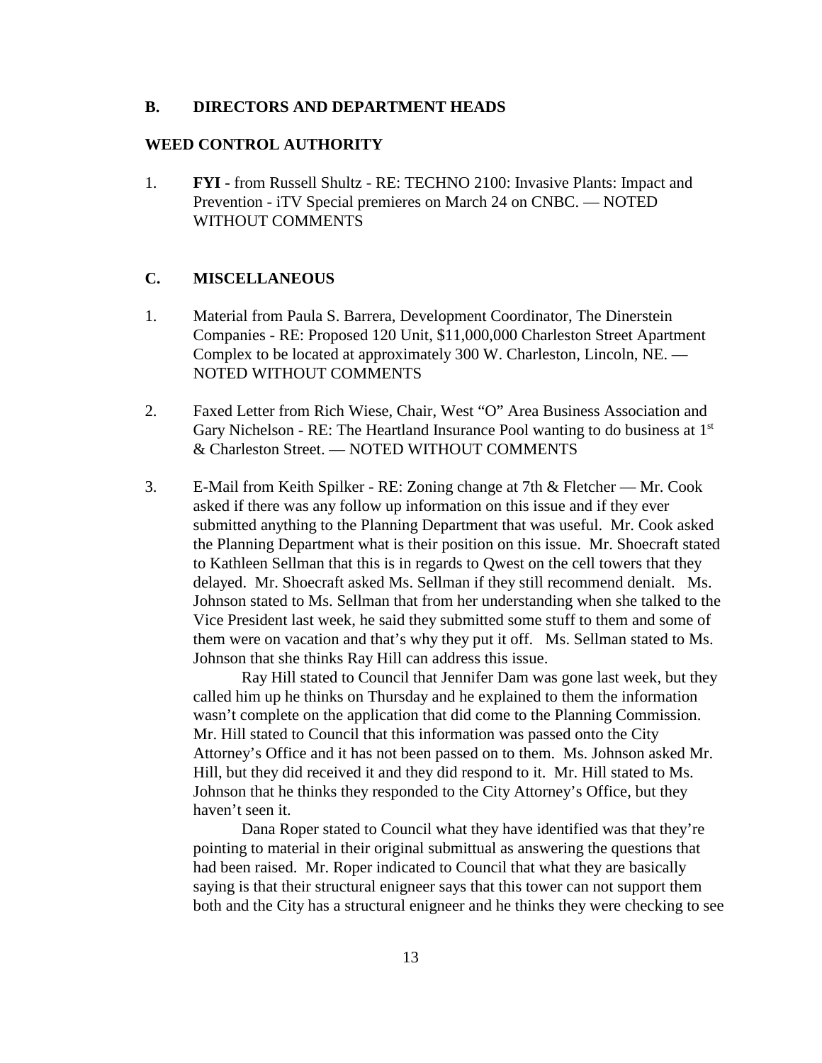**B. DIRECTORS AND DEPARTMENT HEADS**

**WEED CONTROL AUTHORITY**

1. **FYI -** from Russell Shultz - RE: TECHNO 2100: Invasive Plants: Impact and Prevention - iTV Special premieres on March 24 on CNBC. — NOTED WITHOUT COMMENTS

**C. MISCELLANEOUS**

1. Material from Paula S. Barrera, Development Coordinator, The Dinerstein Companies - RE: Proposed 120 Unit, $11,000,000 Charleston Street Apartment Complex to be located at approximately 300 W. Charleston, Lincoln, NE. — NOTED WITHOUT COMMENTS

2. Faxed Letter from Rich Wiese, Chair, West "O" Area Business Association and Gary Nichelson - RE: The Heartland Insurance Pool wanting to do business at 1st & Charleston Street. — NOTED WITHOUT COMMENTS

3. E-Mail from Keith Spilker - RE: Zoning change at 7th & Fletcher — Mr. Cook asked if there was any follow up information on this issue and if they ever submitted anything to the Planning Department that was useful. Mr. Cook asked the Planning Department what is their position on this issue. Mr. Shoecraft stated to Kathleen Sellman that this is in regards to Qwest on the cell towers that they delayed. Mr. Shoecraft asked Ms. Sellman if they still recommend denialt. Ms. Johnson stated to Ms. Sellman that from her understanding when she talked to the Vice President last week, he said they submitted some stuff to them and some of them were on vacation and that's why they put it off. Ms. Sellman stated to Ms. Johnson that she thinks Ray Hill can address this issue.

   Ray Hill stated to Council that Jennifer Dam was gone last week, but they called him up he thinks on Thursday and he explained to them the information wasn't complete on the application that did come to the Planning Commission. Mr. Hill stated to Council that this information was passed onto the City Attorney's Office and it has not been passed on to them. Ms. Johnson asked Mr. Hill, but they did received it and they did respond to it. Mr. Hill stated to Ms. Johnson that he thinks they responded to the City Attorney's Office, but they haven't seen it.

   Dana Roper stated to Council what they have identified was that they're pointing to material in their original submittual as answering the questions that had been raised. Mr. Roper indicated to Council that what they are basically saying is that their structural enigneer says that this tower can not support them both and the City has a structural enigneer and he thinks they were checking to see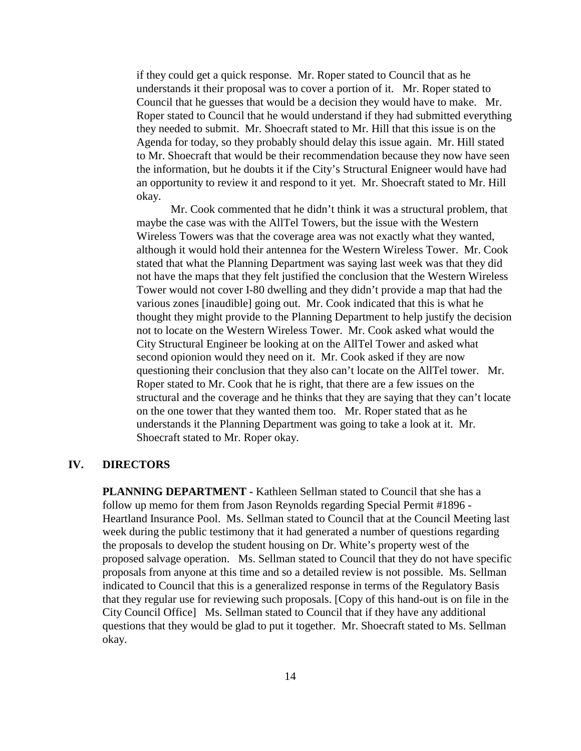if they could get a quick response. Mr. Roper stated to Council that as he understands it their proposal was to cover a portion of it. Mr. Roper stated to Council that he guesses that would be a decision they would have to make. Mr. Roper stated to Council that he would understand if they had submitted everything they needed to submit. Mr. Shoecraft stated to Mr. Hill that this issue is on the Agenda for today, so they probably should delay this issue again. Mr. Hill stated to Mr. Shoecraft that would be their recommendation because they now have seen the information, but he doubts it if the City's Structural Enigneer would have had an opportunity to review it and respond to it yet. Mr. Shoecraft stated to Mr. Hill okay.

Mr. Cook commented that he didn't think it was a structural problem, that maybe the case was with the AllTel Towers, but the issue with the Western Wireless Towers was that the coverage area was not exactly what they wanted, although it would hold their antennea for the Western Wireless Tower. Mr. Cook stated that what the Planning Department was saying last week was that they did not have the maps that they felt justified the conclusion that the Western Wireless Tower would not cover I-80 dwelling and they didn't provide a map that had the various zones [inaudible] going out. Mr. Cook indicated that this is what he thought they might provide to the Planning Department to help justify the decision not to locate on the Western Wireless Tower. Mr. Cook asked what would the City Structural Engineer be looking at on the AllTel Tower and asked what second opionion would they need on it. Mr. Cook asked if they are now questioning their conclusion that they also can't locate on the AllTel tower. Mr. Roper stated to Mr. Cook that he is right, that there are a few issues on the structural and the coverage and he thinks that they are saying that they can't locate on the one tower that they wanted them too. Mr. Roper stated that as he understands it the Planning Department was going to take a look at it. Mr. Shoecraft stated to Mr. Roper okay.

## IV. DIRECTORS

**PLANNING DEPARTMENT -** Kathleen Sellman stated to Council that she has a follow up memo for them from Jason Reynolds regarding Special Permit #1896 - Heartland Insurance Pool. Ms. Sellman stated to Council that at the Council Meeting last week during the public testimony that it had generated a number of questions regarding the proposals to develop the student housing on Dr. White's property west of the proposed salvage operation. Ms. Sellman stated to Council that they do not have specific proposals from anyone at this time and so a detailed review is not possible. Ms. Sellman indicated to Council that this is a generalized response in terms of the Regulatory Basis that they regular use for reviewing such proposals. [Copy of this hand-out is on file in the City Council Office] Ms. Sellman stated to Council that if they have any additional questions that they would be glad to put it together. Mr. Shoecraft stated to Ms. Sellman okay.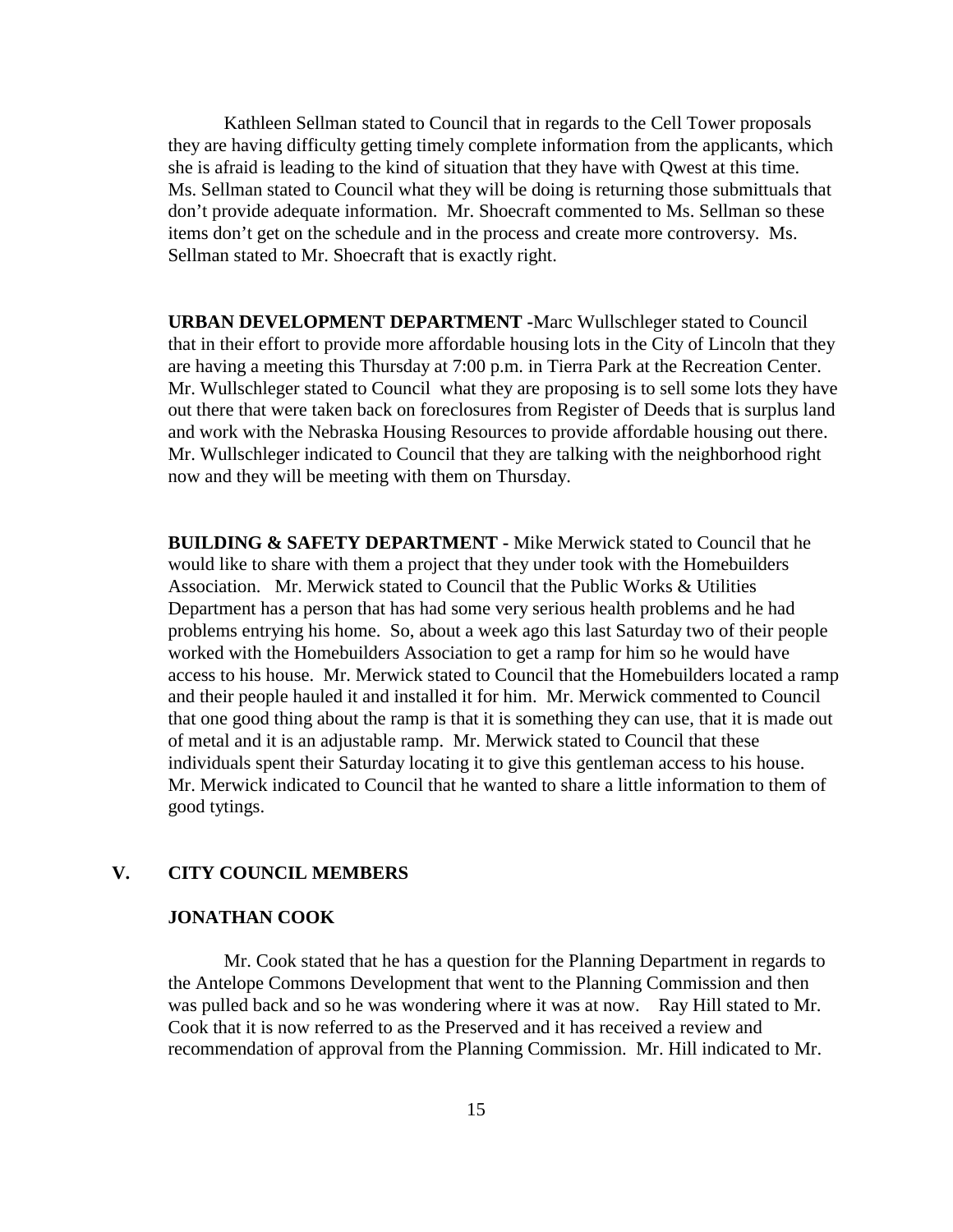Kathleen Sellman stated to Council that in regards to the Cell Tower proposals they are having difficulty getting timely complete information from the applicants, which she is afraid is leading to the kind of situation that they have with Qwest at this time. Ms. Sellman stated to Council what they will be doing is returning those submittuals that don't provide adequate information. Mr. Shoecraft commented to Ms. Sellman so these items don't get on the schedule and in the process and create more controversy. Ms. Sellman stated to Mr. Shoecraft that is exactly right.

**URBAN DEVELOPMENT DEPARTMENT** -Marc Wullschleger stated to Council that in their effort to provide more affordable housing lots in the City of Lincoln that they are having a meeting this Thursday at 7:00 p.m. in Tierra Park at the Recreation Center. Mr. Wullschleger stated to Council what they are proposing is to sell some lots they have out there that were taken back on foreclosures from Register of Deeds that is surplus land and work with the Nebraska Housing Resources to provide affordable housing out there. Mr. Wullschleger indicated to Council that they are talking with the neighborhood right now and they will be meeting with them on Thursday.

**BUILDING & SAFETY DEPARTMENT -** Mike Merwick stated to Council that he would like to share with them a project that they under took with the Homebuilders Association. Mr. Merwick stated to Council that the Public Works & Utilities Department has a person that has had some very serious health problems and he had problems entrying his home. So, about a week ago this last Saturday two of their people worked with the Homebuilders Association to get a ramp for him so he would have access to his house. Mr. Merwick stated to Council that the Homebuilders located a ramp and their people hauled it and installed it for him. Mr. Merwick commented to Council that one good thing about the ramp is that it is something they can use, that it is made out of metal and it is an adjustable ramp. Mr. Merwick stated to Council that these individuals spent their Saturday locating it to give this gentleman access to his house. Mr. Merwick indicated to Council that he wanted to share a little information to them of good tytings.

## V. CITY COUNCIL MEMBERS

### JONATHAN COOK

Mr. Cook stated that he has a question for the Planning Department in regards to the Antelope Commons Development that went to the Planning Commission and then was pulled back and so he was wondering where it was at now. Ray Hill stated to Mr. Cook that it is now referred to as the Preserved and it has received a review and recommendation of approval from the Planning Commission. Mr. Hill indicated to Mr.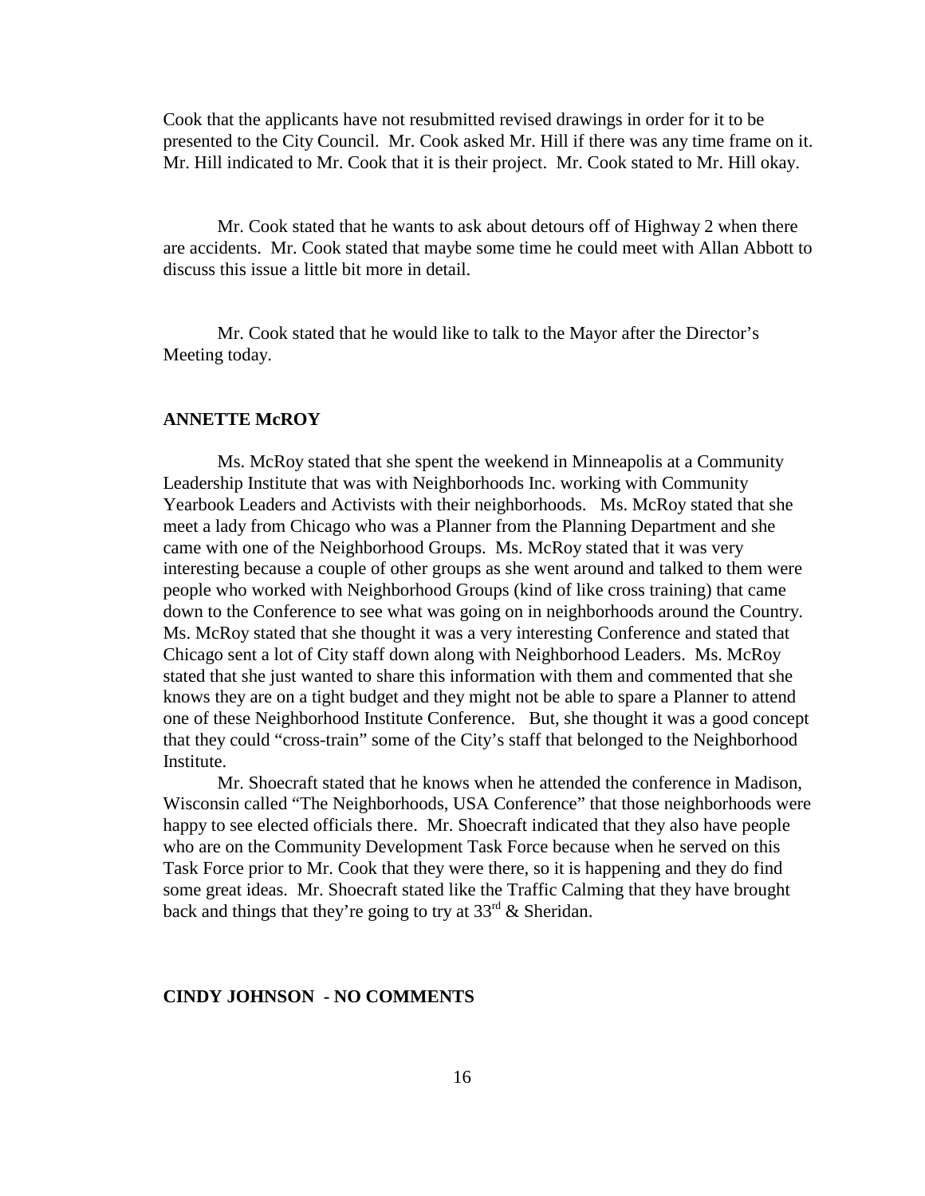Cook that the applicants have not resubmitted revised drawings in order for it to be presented to the City Council. Mr. Cook asked Mr. Hill if there was any time frame on it. Mr. Hill indicated to Mr. Cook that it is their project. Mr. Cook stated to Mr. Hill okay.

Mr. Cook stated that he wants to ask about detours off of Highway 2 when there are accidents. Mr. Cook stated that maybe some time he could meet with Allan Abbott to discuss this issue a little bit more in detail.

Mr. Cook stated that he would like to talk to the Mayor after the Director's Meeting today.

**ANNETTE McROY**

Ms. McRoy stated that she spent the weekend in Minneapolis at a Community Leadership Institute that was with Neighborhoods Inc. working with Community Yearbook Leaders and Activists with their neighborhoods. Ms. McRoy stated that she meet a lady from Chicago who was a Planner from the Planning Department and she came with one of the Neighborhood Groups. Ms. McRoy stated that it was very interesting because a couple of other groups as she went around and talked to them were people who worked with Neighborhood Groups (kind of like cross training) that came down to the Conference to see what was going on in neighborhoods around the Country. Ms. McRoy stated that she thought it was a very interesting Conference and stated that Chicago sent a lot of City staff down along with Neighborhood Leaders. Ms. McRoy stated that she just wanted to share this information with them and commented that she knows they are on a tight budget and they might not be able to spare a Planner to attend one of these Neighborhood Institute Conference. But, she thought it was a good concept that they could "cross-train" some of the City's staff that belonged to the Neighborhood Institute.

Mr. Shoecraft stated that he knows when he attended the conference in Madison, Wisconsin called "The Neighborhoods, USA Conference" that those neighborhoods were happy to see elected officials there. Mr. Shoecraft indicated that they also have people who are on the Community Development Task Force because when he served on this Task Force prior to Mr. Cook that they were there, so it is happening and they do find some great ideas. Mr. Shoecraft stated like the Traffic Calming that they have brought back and things that they're going to try at 33rd & Sheridan.

**CINDY JOHNSON - NO COMMENTS**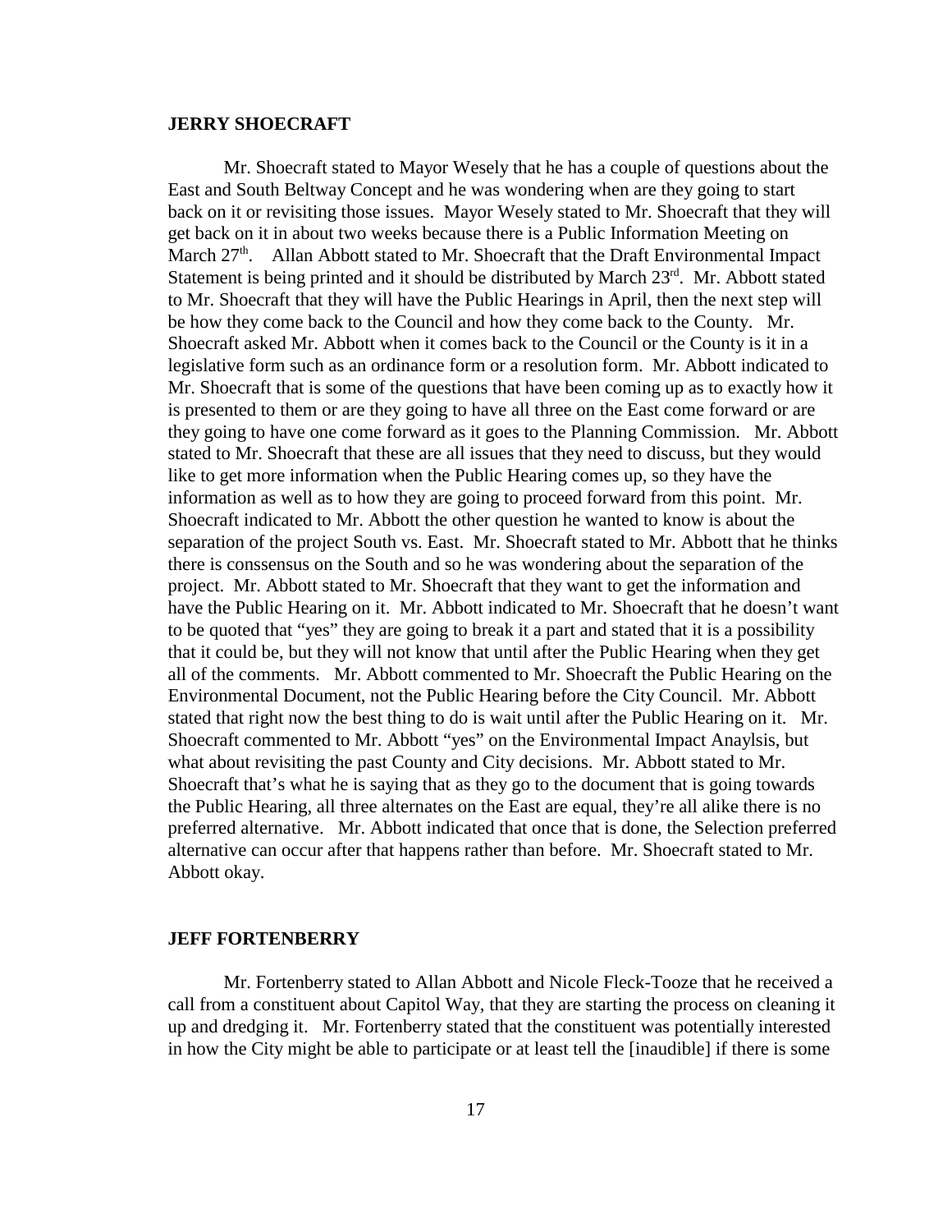**JERRY SHOECRAFT**

Mr. Shoecraft stated to Mayor Wesely that he has a couple of questions about the East and South Beltway Concept and he was wondering when are they going to start back on it or revisiting those issues. Mayor Wesely stated to Mr. Shoecraft that they will get back on it in about two weeks because there is a Public Information Meeting on March 27th. Allan Abbott stated to Mr. Shoecraft that the Draft Environmental Impact Statement is being printed and it should be distributed by March 23rd. Mr. Abbott stated to Mr. Shoecraft that they will have the Public Hearings in April, then the next step will be how they come back to the Council and how they come back to the County. Mr. Shoecraft asked Mr. Abbott when it comes back to the Council or the County is it in a legislative form such as an ordinance form or a resolution form. Mr. Abbott indicated to Mr. Shoecraft that is some of the questions that have been coming up as to exactly how it is presented to them or are they going to have all three on the East come forward or are they going to have one come forward as it goes to the Planning Commission. Mr. Abbott stated to Mr. Shoecraft that these are all issues that they need to discuss, but they would like to get more information when the Public Hearing comes up, so they have the information as well as to how they are going to proceed forward from this point. Mr. Shoecraft indicated to Mr. Abbott the other question he wanted to know is about the separation of the project South vs. East. Mr. Shoecraft stated to Mr. Abbott that he thinks there is conssensus on the South and so he was wondering about the separation of the project. Mr. Abbott stated to Mr. Shoecraft that they want to get the information and have the Public Hearing on it. Mr. Abbott indicated to Mr. Shoecraft that he doesn't want to be quoted that "yes" they are going to break it a part and stated that it is a possibility that it could be, but they will not know that until after the Public Hearing when they get all of the comments. Mr. Abbott commented to Mr. Shoecraft the Public Hearing on the Environmental Document, not the Public Hearing before the City Council. Mr. Abbott stated that right now the best thing to do is wait until after the Public Hearing on it. Mr. Shoecraft commented to Mr. Abbott "yes" on the Environmental Impact Anaylsis, but what about revisiting the past County and City decisions. Mr. Abbott stated to Mr. Shoecraft that's what he is saying that as they go to the document that is going towards the Public Hearing, all three alternates on the East are equal, they're all alike there is no preferred alternative. Mr. Abbott indicated that once that is done, the Selection preferred alternative can occur after that happens rather than before. Mr. Shoecraft stated to Mr. Abbott okay.

**JEFF FORTENBERRY**

Mr. Fortenberry stated to Allan Abbott and Nicole Fleck-Tooze that he received a call from a constituent about Capitol Way, that they are starting the process on cleaning it up and dredging it. Mr. Fortenberry stated that the constituent was potentially interested in how the City might be able to participate or at least tell the [inaudible] if there is some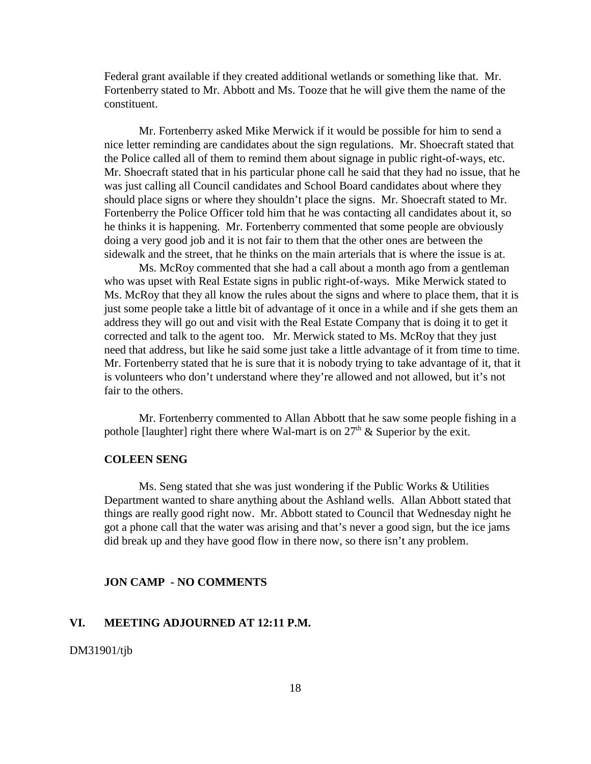Federal grant available if they created additional wetlands or something like that. Mr. Fortenberry stated to Mr. Abbott and Ms. Tooze that he will give them the name of the constituent.

Mr. Fortenberry asked Mike Merwick if it would be possible for him to send a nice letter reminding are candidates about the sign regulations. Mr. Shoecraft stated that the Police called all of them to remind them about signage in public right-of-ways, etc. Mr. Shoecraft stated that in his particular phone call he said that they had no issue, that he was just calling all Council candidates and School Board candidates about where they should place signs or where they shouldn't place the signs. Mr. Shoecraft stated to Mr. Fortenberry the Police Officer told him that he was contacting all candidates about it, so he thinks it is happening. Mr. Fortenberry commented that some people are obviously doing a very good job and it is not fair to them that the other ones are between the sidewalk and the street, that he thinks on the main arterials that is where the issue is at.

Ms. McRoy commented that she had a call about a month ago from a gentleman who was upset with Real Estate signs in public right-of-ways. Mike Merwick stated to Ms. McRoy that they all know the rules about the signs and where to place them, that it is just some people take a little bit of advantage of it once in a while and if she gets them an address they will go out and visit with the Real Estate Company that is doing it to get it corrected and talk to the agent too. Mr. Merwick stated to Ms. McRoy that they just need that address, but like he said some just take a little advantage of it from time to time. Mr. Fortenberry stated that he is sure that it is nobody trying to take advantage of it, that it is volunteers who don't understand where they're allowed and not allowed, but it's not fair to the others.

Mr. Fortenberry commented to Allan Abbott that he saw some people fishing in a pothole [laughter] right there where Wal-mart is on 27th & Superior by the exit.

**COLEEN SENG**

Ms. Seng stated that she was just wondering if the Public Works & Utilities Department wanted to share anything about the Ashland wells. Allan Abbott stated that things are really good right now. Mr. Abbott stated to Council that Wednesday night he got a phone call that the water was arising and that's never a good sign, but the ice jams did break up and they have good flow in there now, so there isn't any problem.

**JON CAMP - NO COMMENTS**

**VI. MEETING ADJOURNED AT 12:11 P.M.**

DM31901/tjb